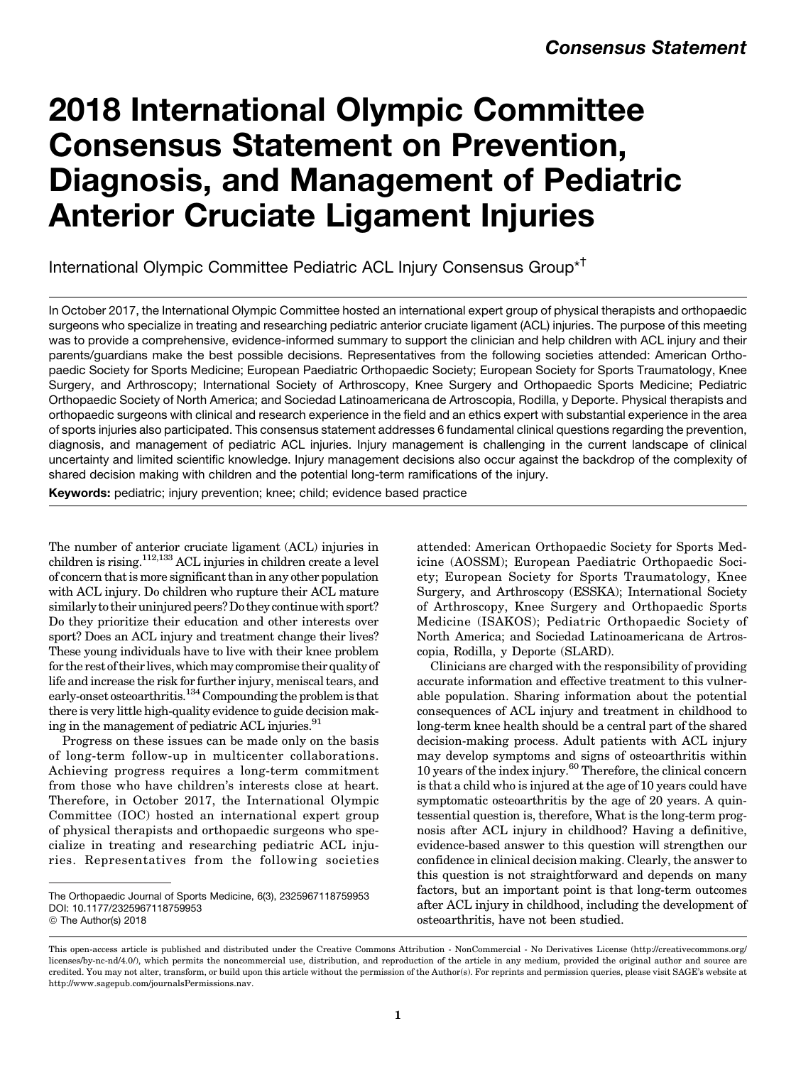Consensus Statement

# 2018 International Olympic Committee Consensus Statement on Prevention, Diagnosis, and Management of Pediatric Anterior Cruciate Ligament Injuries

International Olympic Committee Pediatric ACL Injury Consensus Group*†

In October 2017, the International Olympic Committee hosted an international expert group of physical therapists and orthopaedic surgeons who specialize in treating and researching pediatric anterior cruciate ligament (ACL) injuries. The purpose of this meeting was to provide a comprehensive, evidence-informed summary to support the clinician and help children with ACL injury and their parents/guardians make the best possible decisions. Representatives from the following societies attended: American Orthopaedic Society for Sports Medicine; European Paediatric Orthopaedic Society; European Society for Sports Traumatology, Knee Surgery, and Arthroscopy; International Society of Arthroscopy, Knee Surgery and Orthopaedic Sports Medicine; Pediatric Orthopaedic Society of North America; and Sociedad Latinoamericana de Artroscopia, Rodilla, y Deporte. Physical therapists and orthopaedic surgeons with clinical and research experience in the field and an ethics expert with substantial experience in the area of sports injuries also participated. This consensus statement addresses 6 fundamental clinical questions regarding the prevention, diagnosis, and management of pediatric ACL injuries. Injury management is challenging in the current landscape of clinical uncertainty and limited scientific knowledge. Injury management decisions also occur against the backdrop of the complexity of shared decision making with children and the potential long-term ramifications of the injury.

**Keywords:** pediatric; injury prevention; knee; child; evidence based practice

The number of anterior cruciate ligament (ACL) injuries in children is rising.[112,133] ACL injuries in children create a level of concern that is more significant than in any other population with ACL injury. Do children who rupture their ACL mature similarly to their uninjured peers? Do they continue with sport? Do they prioritize their education and other interests over sport? Does an ACL injury and treatment change their lives? These young individuals have to live with their knee problem for the rest of their lives, which may compromise their quality of life and increase the risk for further injury, meniscal tears, and early-onset osteoarthritis.[134] Compounding the problem is that there is very little high-quality evidence to guide decision making in the management of pediatric ACL injuries.[91]

Progress on these issues can be made only on the basis of long-term follow-up in multicenter collaborations. Achieving progress requires a long-term commitment from those who have children's interests close at heart. Therefore, in October 2017, the International Olympic Committee (IOC) hosted an international expert group of physical therapists and orthopaedic surgeons who specialize in treating and researching pediatric ACL injuries. Representatives from the following societies attended: American Orthopaedic Society for Sports Medicine (AOSSM); European Paediatric Orthopaedic Society; European Society for Sports Traumatology, Knee Surgery, and Arthroscopy (ESSKA); International Society of Arthroscopy, Knee Surgery and Orthopaedic Sports Medicine (ISAKOS); Pediatric Orthopaedic Society of North America; and Sociedad Latinoamericana de Artroscopia, Rodilla, y Deporte (SLARD).

Clinicians are charged with the responsibility of providing accurate information and effective treatment to this vulnerable population. Sharing information about the potential consequences of ACL injury and treatment in childhood to long-term knee health should be a central part of the shared decision-making process. Adult patients with ACL injury may develop symptoms and signs of osteoarthritis within 10 years of the index injury.[60] Therefore, the clinical concern is that a child who is injured at the age of 10 years could have symptomatic osteoarthritis by the age of 20 years. A quintessential question is, therefore, What is the long-term prognosis after ACL injury in childhood? Having a definitive, evidence-based answer to this question will strengthen our confidence in clinical decision making. Clearly, the answer to this question is not straightforward and depends on many factors, but an important point is that long-term outcomes after ACL injury in childhood, including the development of osteoarthritis, have not been studied.

The Orthopaedic Journal of Sports Medicine, 6(3), 2325967118759953
DOI: 10.1177/2325967118759953
© The Author(s) 2018

This open-access article is published and distributed under the Creative Commons Attribution - NonCommercial - No Derivatives License (http://creativecommons.org/licenses/by-nc-nd/4.0/), which permits the noncommercial use, distribution, and reproduction of the article in any medium, provided the original author and source are credited. You may not alter, transform, or build upon this article without the permission of the Author(s). For reprints and permission queries, please visit SAGE's website at http://www.sagepub.com/journalsPermissions.nav.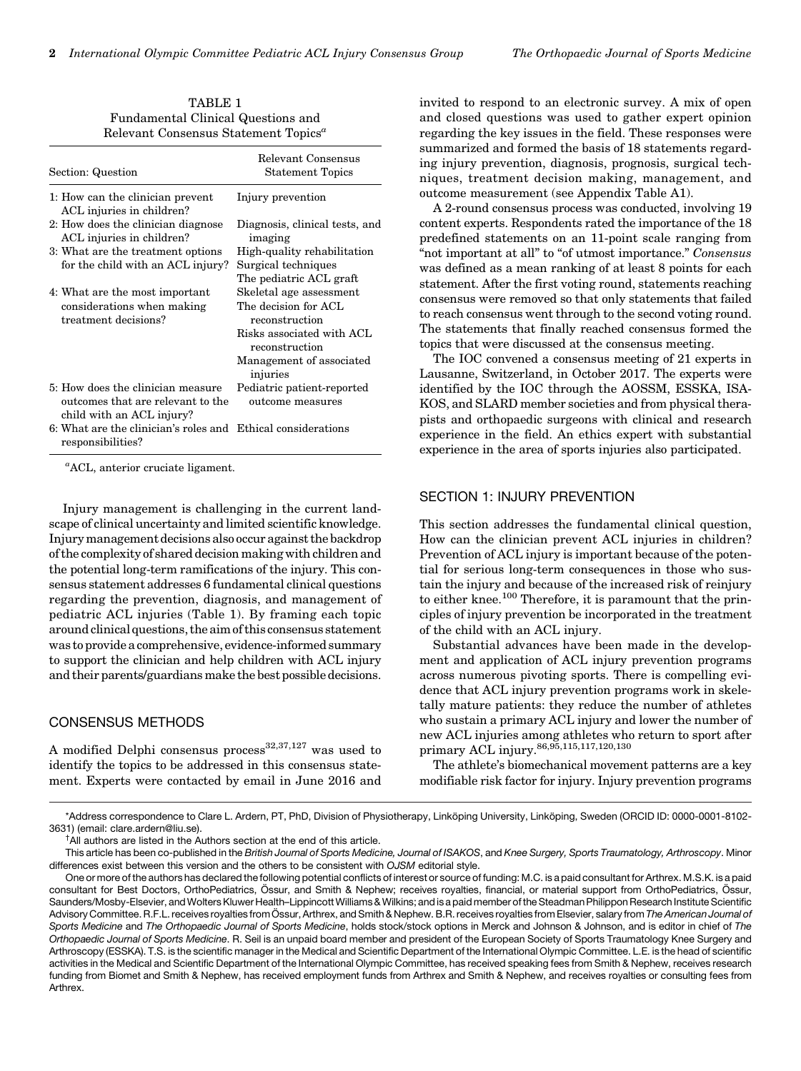TABLE 1
Fundamental Clinical Questions and Relevant Consensus Statement Topics[a]

| Section: Question | Relevant Consensus Statement Topics |
|---|---|
| 1: How can the clinician prevent ACL injuries in children? | Injury prevention |
| 2: How does the clinician diagnose ACL injuries in children? | Diagnosis, clinical tests, and imaging |
| 3: What are the treatment options for the child with an ACL injury? | High-quality rehabilitation<br>Surgical techniques<br>The pediatric ACL graft |
| 4: What are the most important considerations when making treatment decisions? | Skeletal age assessment<br>The decision for ACL reconstruction<br>Risks associated with ACL reconstruction<br>Management of associated injuries |
| 5: How does the clinician measure outcomes that are relevant to the child with an ACL injury? | Pediatric patient-reported outcome measures |
| 6: What are the clinician's roles and responsibilities? | Ethical considerations |

[a]ACL, anterior cruciate ligament.

Injury management is challenging in the current landscape of clinical uncertainty and limited scientific knowledge. Injury management decisions also occur against the backdrop of the complexity of shared decision making with children and the potential long-term ramifications of the injury. This consensus statement addresses 6 fundamental clinical questions regarding the prevention, diagnosis, and management of pediatric ACL injuries (Table 1). By framing each topic around clinical questions, the aim of this consensus statement was to provide a comprehensive, evidence-informed summary to support the clinician and help children with ACL injury and their parents/guardians make the best possible decisions.

## CONSENSUS METHODS

A modified Delphi consensus process[32,37,127] was used to identify the topics to be addressed in this consensus statement. Experts were contacted by email in June 2016 and invited to respond to an electronic survey. A mix of open and closed questions was used to gather expert opinion regarding the key issues in the field. These responses were summarized and formed the basis of 18 statements regarding injury prevention, diagnosis, prognosis, surgical techniques, treatment decision making, management, and outcome measurement (see Appendix Table A1).

A 2-round consensus process was conducted, involving 19 content experts. Respondents rated the importance of the 18 predefined statements on an 11-point scale ranging from "not important at all" to "of utmost importance." *Consensus* was defined as a mean ranking of at least 8 points for each statement. After the first voting round, statements reaching consensus were removed so that only statements that failed to reach consensus went through to the second voting round. The statements that finally reached consensus formed the topics that were discussed at the consensus meeting.

The IOC convened a consensus meeting of 21 experts in Lausanne, Switzerland, in October 2017. The experts were identified by the IOC through the AOSSM, ESSKA, ISAKOS, and SLARD member societies and from physical therapists and orthopaedic surgeons with clinical and research experience in the field. An ethics expert with substantial experience in the area of sports injuries also participated.

## SECTION 1: INJURY PREVENTION

This section addresses the fundamental clinical question, How can the clinician prevent ACL injuries in children? Prevention of ACL injury is important because of the potential for serious long-term consequences in those who sustain the injury and because of the increased risk of reinjury to either knee.[100] Therefore, it is paramount that the principles of injury prevention be incorporated in the treatment of the child with an ACL injury.

Substantial advances have been made in the development and application of ACL injury prevention programs across numerous pivoting sports. There is compelling evidence that ACL injury prevention programs work in skeletally mature patients: they reduce the number of athletes who sustain a primary ACL injury and lower the number of new ACL injuries among athletes who return to sport after primary ACL injury.[86,95,115,117,120,130]

The athlete's biomechanical movement patterns are a key modifiable risk factor for injury. Injury prevention programs

*Address correspondence to Clare L. Ardern, PT, PhD, Division of Physiotherapy, Linköping University, Linköping, Sweden (ORCID ID: 0000-0001-8102-3631) (email: clare.ardern@liu.se).

†All authors are listed in the Authors section at the end of this article.

This article has been co-published in the *British Journal of Sports Medicine, Journal of ISAKOS*, and *Knee Surgery, Sports Traumatology, Arthroscopy*. Minor differences exist between this version and the others to be consistent with *OJSM* editorial style.

One or more of the authors has declared the following potential conflicts of interest or source of funding: M.C. is a paid consultant for Arthrex. M.S.K. is a paid consultant for Best Doctors, OrthoPediatrics, Össur, and Smith & Nephew; receives royalties, financial, or material support from OrthoPediatrics, Össur, Saunders/Mosby-Elsevier, and Wolters Kluwer Health–Lippincott Williams & Wilkins; and is a paid member of the Steadman Philippon Research Institute Scientific Advisory Committee. R.F.L. receives royalties from Össur, Arthrex, and Smith & Nephew. B.R. receives royalties from Elsevier, salary from *The American Journal of Sports Medicine* and *The Orthopaedic Journal of Sports Medicine*, holds stock/stock options in Merck and Johnson & Johnson, and is editor in chief of *The Orthopaedic Journal of Sports Medicine*. R. Seil is an unpaid board member and president of the European Society of Sports Traumatology Knee Surgery and Arthroscopy (ESSKA). T.S. is the scientific manager in the Medical and Scientific Department of the International Olympic Committee. L.E. is the head of scientific activities in the Medical and Scientific Department of the International Olympic Committee, has received speaking fees from Smith & Nephew, receives research funding from Biomet and Smith & Nephew, has received employment funds from Arthrex and Smith & Nephew, and receives royalties or consulting fees from Arthrex.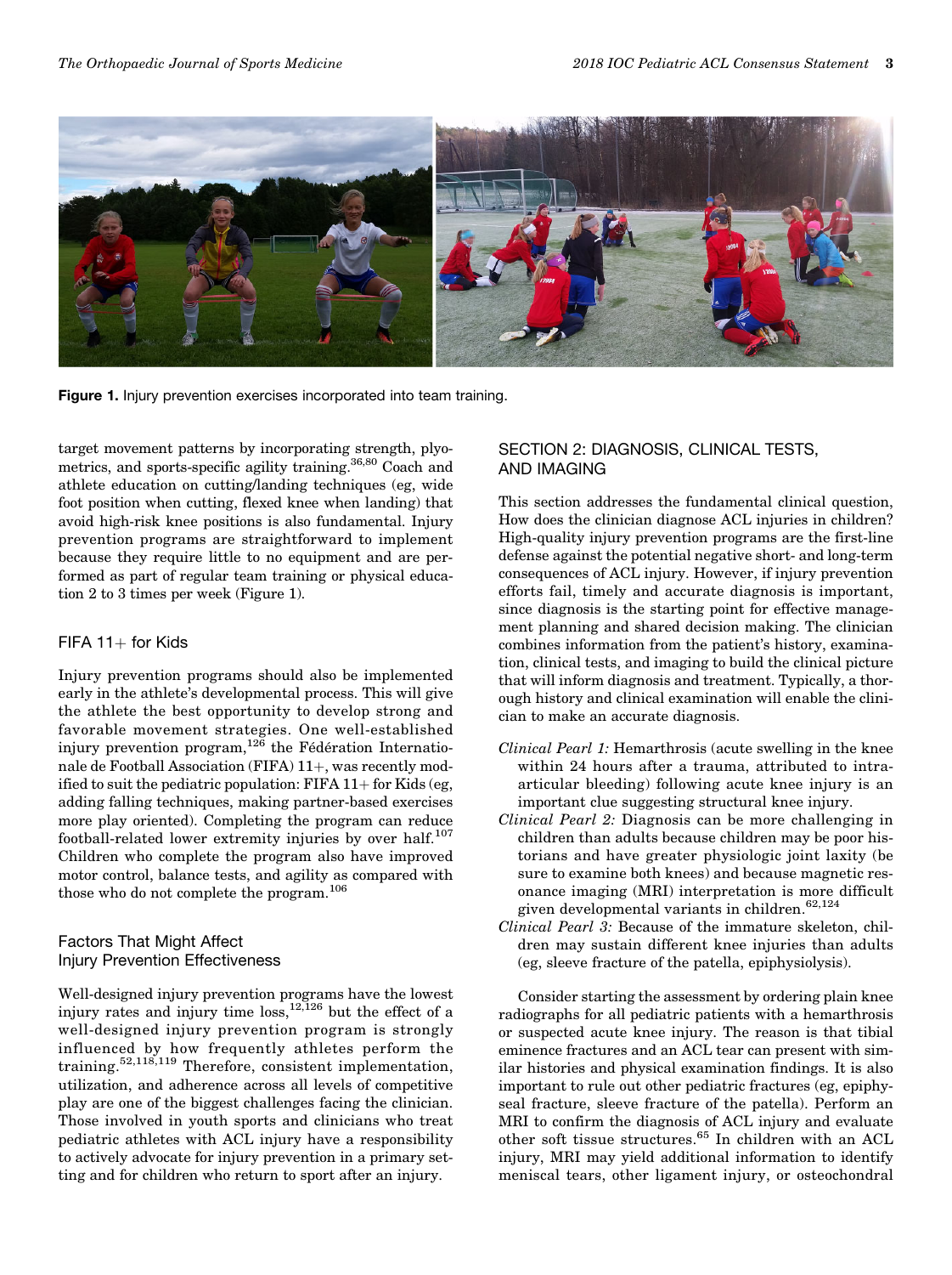Figure 1. Injury prevention exercises incorporated into team training.

target movement patterns by incorporating strength, plyometrics, and sports-specific agility training.[36,80] Coach and athlete education on cutting/landing techniques (eg, wide foot position when cutting, flexed knee when landing) that avoid high-risk knee positions is also fundamental. Injury prevention programs are straightforward to implement because they require little to no equipment and are performed as part of regular team training or physical education 2 to 3 times per week (Figure 1).

### FIFA 11+ for Kids

Injury prevention programs should also be implemented early in the athlete's developmental process. This will give the athlete the best opportunity to develop strong and favorable movement strategies. One well-established injury prevention program,[126] the Fédération Internationale de Football Association (FIFA) 11+, was recently modified to suit the pediatric population: FIFA 11+ for Kids (eg, adding falling techniques, making partner-based exercises more play oriented). Completing the program can reduce football-related lower extremity injuries by over half.[107] Children who complete the program also have improved motor control, balance tests, and agility as compared with those who do not complete the program.[106]

### Factors That Might Affect Injury Prevention Effectiveness

Well-designed injury prevention programs have the lowest injury rates and injury time loss,[12,126] but the effect of a well-designed injury prevention program is strongly influenced by how frequently athletes perform the training.[52,118,119] Therefore, consistent implementation, utilization, and adherence across all levels of competitive play are one of the biggest challenges facing the clinician. Those involved in youth sports and clinicians who treat pediatric athletes with ACL injury have a responsibility to actively advocate for injury prevention in a primary setting and for children who return to sport after an injury.

## SECTION 2: DIAGNOSIS, CLINICAL TESTS, AND IMAGING

This section addresses the fundamental clinical question, How does the clinician diagnose ACL injuries in children? High-quality injury prevention programs are the first-line defense against the potential negative short- and long-term consequences of ACL injury. However, if injury prevention efforts fail, timely and accurate diagnosis is important, since diagnosis is the starting point for effective management planning and shared decision making. The clinician combines information from the patient's history, examination, clinical tests, and imaging to build the clinical picture that will inform diagnosis and treatment. Typically, a thorough history and clinical examination will enable the clinician to make an accurate diagnosis.

*Clinical Pearl 1:* Hemarthrosis (acute swelling in the knee within 24 hours after a trauma, attributed to intra-articular bleeding) following acute knee injury is an important clue suggesting structural knee injury.

*Clinical Pearl 2:* Diagnosis can be more challenging in children than adults because children may be poor historians and have greater physiologic joint laxity (be sure to examine both knees) and because magnetic resonance imaging (MRI) interpretation is more difficult given developmental variants in children.[62,124]

*Clinical Pearl 3:* Because of the immature skeleton, children may sustain different knee injuries than adults (eg, sleeve fracture of the patella, epiphysiolysis).

Consider starting the assessment by ordering plain knee radiographs for all pediatric patients with a hemarthrosis or suspected acute knee injury. The reason is that tibial eminence fractures and an ACL tear can present with similar histories and physical examination findings. It is also important to rule out other pediatric fractures (eg, epiphyseal fracture, sleeve fracture of the patella). Perform an MRI to confirm the diagnosis of ACL injury and evaluate other soft tissue structures.[65] In children with an ACL injury, MRI may yield additional information to identify meniscal tears, other ligament injury, or osteochondral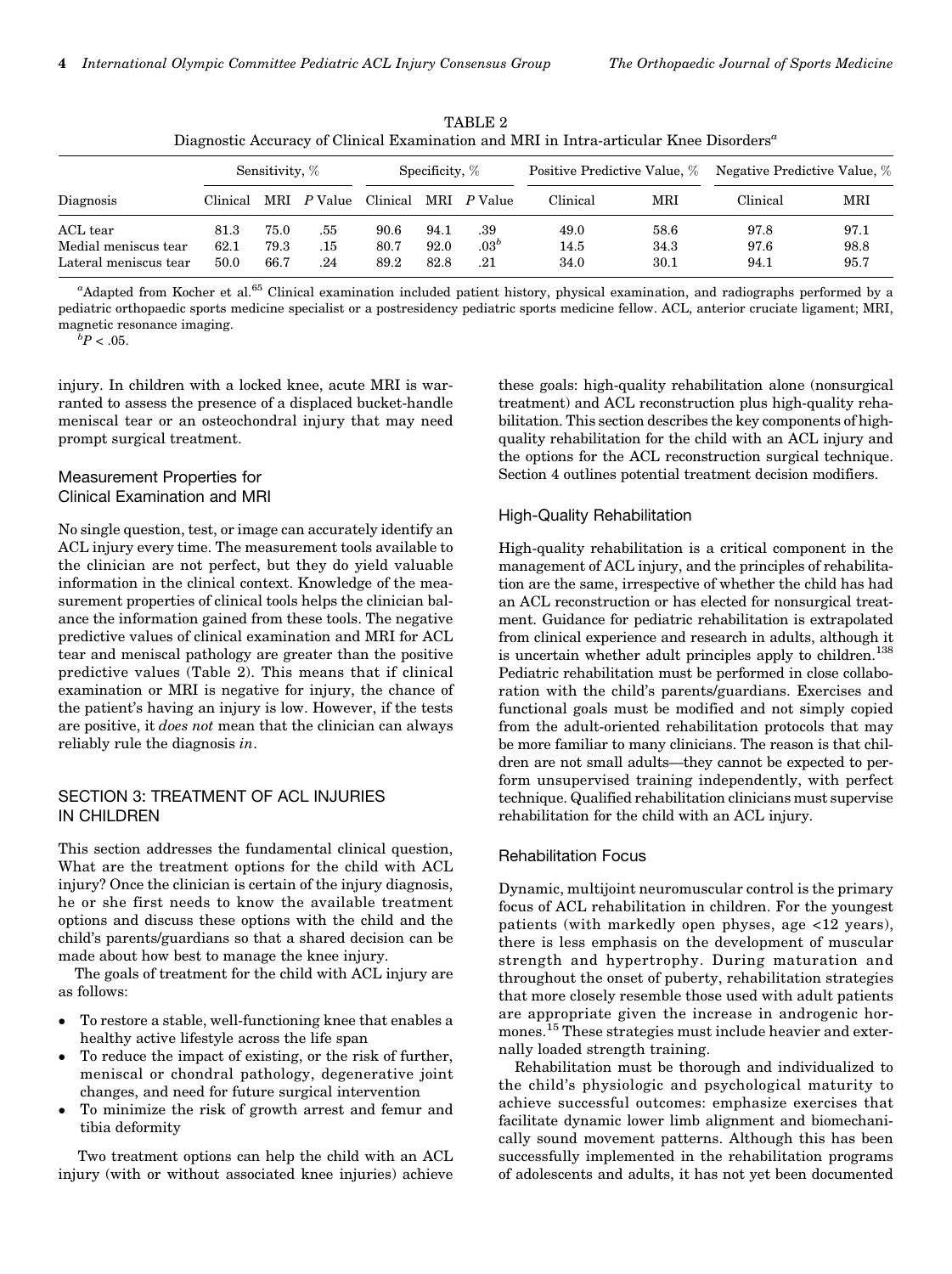TABLE 2
Diagnostic Accuracy of Clinical Examination and MRI in Intra-articular Knee Disorders[a]

| Diagnosis | Sensitivity, % | | | Specificity, % | | | Positive Predictive Value, % | | Negative Predictive Value, % | |
|---|---|---|---|---|---|---|---|---|---|---|
| | Clinical | MRI | *P* Value | Clinical | MRI | *P* Value | Clinical | MRI | Clinical | MRI |
| ACL tear | 81.3 | 75.0 | .55 | 90.6 | 94.1 | .39 | 49.0 | 58.6 | 97.8 | 97.1 |
| Medial meniscus tear | 62.1 | 79.3 | .15 | 80.7 | 92.0 | .03[b] | 14.5 | 34.3 | 97.6 | 98.8 |
| Lateral meniscus tear | 50.0 | 66.7 | .24 | 89.2 | 82.8 | .21 | 34.0 | 30.1 | 94.1 | 95.7 |

[a]Adapted from Kocher et al.[65] Clinical examination included patient history, physical examination, and radiographs performed by a pediatric orthopaedic sports medicine specialist or a postresidency pediatric sports medicine fellow. ACL, anterior cruciate ligament; MRI, magnetic resonance imaging.

[b]$P < .05$.

injury. In children with a locked knee, acute MRI is warranted to assess the presence of a displaced bucket-handle meniscal tear or an osteochondral injury that may need prompt surgical treatment.

### Measurement Properties for Clinical Examination and MRI

No single question, test, or image can accurately identify an ACL injury every time. The measurement tools available to the clinician are not perfect, but they do yield valuable information in the clinical context. Knowledge of the measurement properties of clinical tools helps the clinician balance the information gained from these tools. The negative predictive values of clinical examination and MRI for ACL tear and meniscal pathology are greater than the positive predictive values (Table 2). This means that if clinical examination or MRI is negative for injury, the chance of the patient's having an injury is low. However, if the tests are positive, it *does not* mean that the clinician can always reliably rule the diagnosis *in*.

## SECTION 3: TREATMENT OF ACL INJURIES IN CHILDREN

This section addresses the fundamental clinical question, What are the treatment options for the child with ACL injury? Once the clinician is certain of the injury diagnosis, he or she first needs to know the available treatment options and discuss these options with the child and the child's parents/guardians so that a shared decision can be made about how best to manage the knee injury.

The goals of treatment for the child with ACL injury are as follows:

- To restore a stable, well-functioning knee that enables a healthy active lifestyle across the life span
- To reduce the impact of existing, or the risk of further, meniscal or chondral pathology, degenerative joint changes, and need for future surgical intervention
- To minimize the risk of growth arrest and femur and tibia deformity

Two treatment options can help the child with an ACL injury (with or without associated knee injuries) achieve these goals: high-quality rehabilitation alone (nonsurgical treatment) and ACL reconstruction plus high-quality rehabilitation. This section describes the key components of high-quality rehabilitation for the child with an ACL injury and the options for the ACL reconstruction surgical technique. Section 4 outlines potential treatment decision modifiers.

### High-Quality Rehabilitation

High-quality rehabilitation is a critical component in the management of ACL injury, and the principles of rehabilitation are the same, irrespective of whether the child has had an ACL reconstruction or has elected for nonsurgical treatment. Guidance for pediatric rehabilitation is extrapolated from clinical experience and research in adults, although it is uncertain whether adult principles apply to children.[138] Pediatric rehabilitation must be performed in close collaboration with the child's parents/guardians. Exercises and functional goals must be modified and not simply copied from the adult-oriented rehabilitation protocols that may be more familiar to many clinicians. The reason is that children are not small adults—they cannot be expected to perform unsupervised training independently, with perfect technique. Qualified rehabilitation clinicians must supervise rehabilitation for the child with an ACL injury.

### Rehabilitation Focus

Dynamic, multijoint neuromuscular control is the primary focus of ACL rehabilitation in children. For the youngest patients (with markedly open physes, age <12 years), there is less emphasis on the development of muscular strength and hypertrophy. During maturation and throughout the onset of puberty, rehabilitation strategies that more closely resemble those used with adult patients are appropriate given the increase in androgenic hormones.[15] These strategies must include heavier and externally loaded strength training.

Rehabilitation must be thorough and individualized to the child's physiologic and psychological maturity to achieve successful outcomes: emphasize exercises that facilitate dynamic lower limb alignment and biomechanically sound movement patterns. Although this has been successfully implemented in the rehabilitation programs of adolescents and adults, it has not yet been documented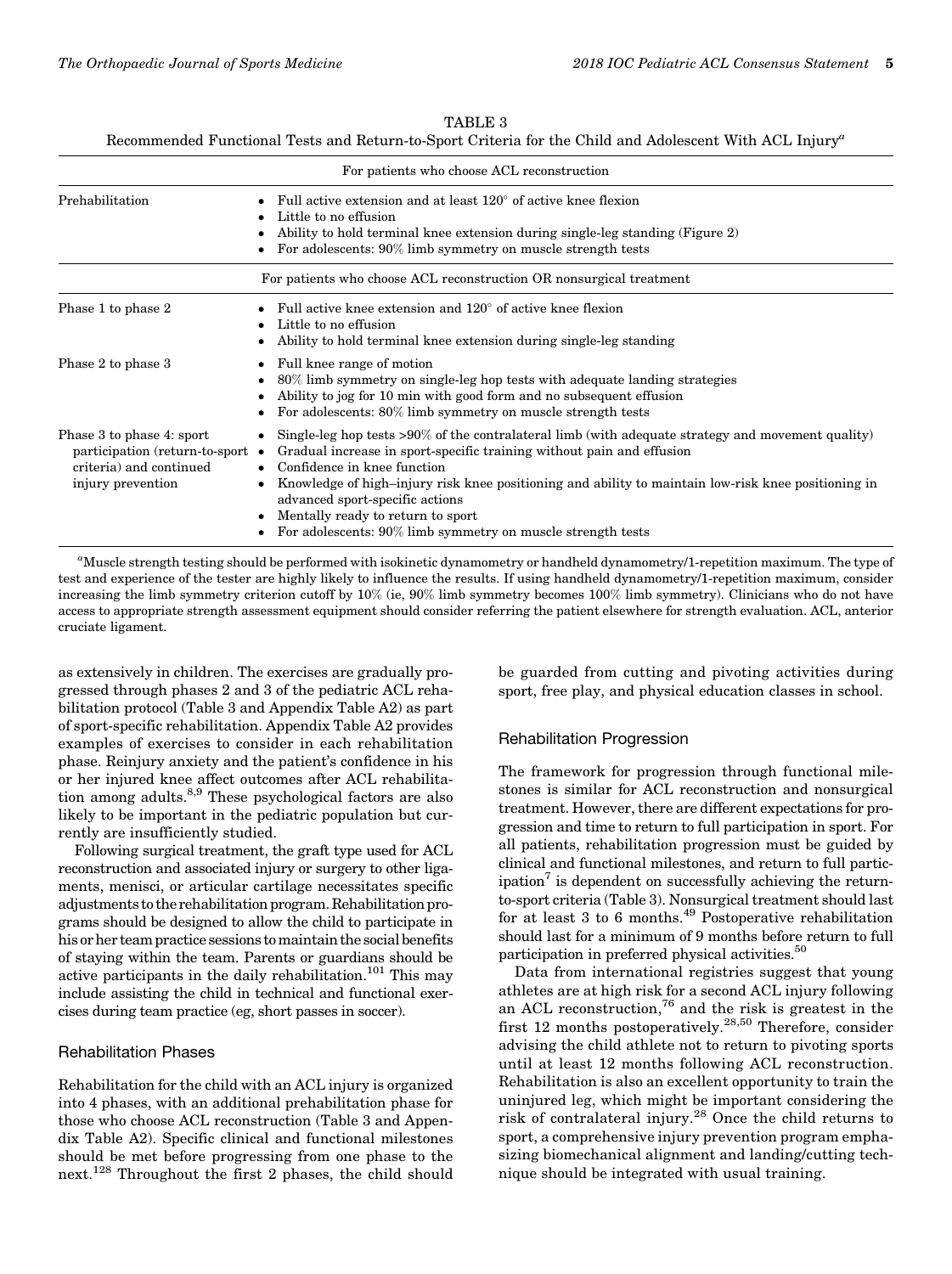TABLE 3

Recommended Functional Tests and Return-to-Sport Criteria for the Child and Adolescent With ACL Injury[a]

| For patients who choose ACL reconstruction | |
|---|---|
| Prehabilitation | • Full active extension and at least 120° of active knee flexion<br>• Little to no effusion<br>• Ability to hold terminal knee extension during single-leg standing (Figure 2)<br>• For adolescents: 90% limb symmetry on muscle strength tests |
| **For patients who choose ACL reconstruction OR nonsurgical treatment** | |
| Phase 1 to phase 2 | • Full active knee extension and 120° of active knee flexion<br>• Little to no effusion<br>• Ability to hold terminal knee extension during single-leg standing |
| Phase 2 to phase 3 | • Full knee range of motion<br>• 80% limb symmetry on single-leg hop tests with adequate landing strategies<br>• Ability to jog for 10 min with good form and no subsequent effusion<br>• For adolescents: 80% limb symmetry on muscle strength tests |
| Phase 3 to phase 4: sport participation (return-to-sport criteria) and continued injury prevention | • Single-leg hop tests >90% of the contralateral limb (with adequate strategy and movement quality)<br>• Gradual increase in sport-specific training without pain and effusion<br>• Confidence in knee function<br>• Knowledge of high–injury risk knee positioning and ability to maintain low-risk knee positioning in advanced sport-specific actions<br>• Mentally ready to return to sport<br>• For adolescents: 90% limb symmetry on muscle strength tests |

[a]Muscle strength testing should be performed with isokinetic dynamometry or handheld dynamometry/1-repetition maximum. The type of test and experience of the tester are highly likely to influence the results. If using handheld dynamometry/1-repetition maximum, consider increasing the limb symmetry criterion cutoff by 10% (ie, 90% limb symmetry becomes 100% limb symmetry). Clinicians who do not have access to appropriate strength assessment equipment should consider referring the patient elsewhere for strength evaluation. ACL, anterior cruciate ligament.

as extensively in children. The exercises are gradually progressed through phases 2 and 3 of the pediatric ACL rehabilitation protocol (Table 3 and Appendix Table A2) as part of sport-specific rehabilitation. Appendix Table A2 provides examples of exercises to consider in each rehabilitation phase. Reinjury anxiety and the patient's confidence in his or her injured knee affect outcomes after ACL rehabilitation among adults.[8,9] These psychological factors are also likely to be important in the pediatric population but currently are insufficiently studied.

Following surgical treatment, the graft type used for ACL reconstruction and associated injury or surgery to other ligaments, menisci, or articular cartilage necessitates specific adjustments to the rehabilitation program. Rehabilitation programs should be designed to allow the child to participate in his or her team practice sessions to maintain the social benefits of staying within the team. Parents or guardians should be active participants in the daily rehabilitation.[101] This may include assisting the child in technical and functional exercises during team practice (eg, short passes in soccer).

### Rehabilitation Phases

Rehabilitation for the child with an ACL injury is organized into 4 phases, with an additional prehabilitation phase for those who choose ACL reconstruction (Table 3 and Appendix Table A2). Specific clinical and functional milestones should be met before progressing from one phase to the next.[128] Throughout the first 2 phases, the child should be guarded from cutting and pivoting activities during sport, free play, and physical education classes in school.

### Rehabilitation Progression

The framework for progression through functional milestones is similar for ACL reconstruction and nonsurgical treatment. However, there are different expectations for progression and time to return to full participation in sport. For all patients, rehabilitation progression must be guided by clinical and functional milestones, and return to full participation[7] is dependent on successfully achieving the return-to-sport criteria (Table 3). Nonsurgical treatment should last for at least 3 to 6 months.[49] Postoperative rehabilitation should last for a minimum of 9 months before return to full participation in preferred physical activities.[50]

Data from international registries suggest that young athletes are at high risk for a second ACL injury following an ACL reconstruction,[76] and the risk is greatest in the first 12 months postoperatively.[28,50] Therefore, consider advising the child athlete not to return to pivoting sports until at least 12 months following ACL reconstruction. Rehabilitation is also an excellent opportunity to train the uninjured leg, which might be important considering the risk of contralateral injury.[28] Once the child returns to sport, a comprehensive injury prevention program emphasizing biomechanical alignment and landing/cutting technique should be integrated with usual training.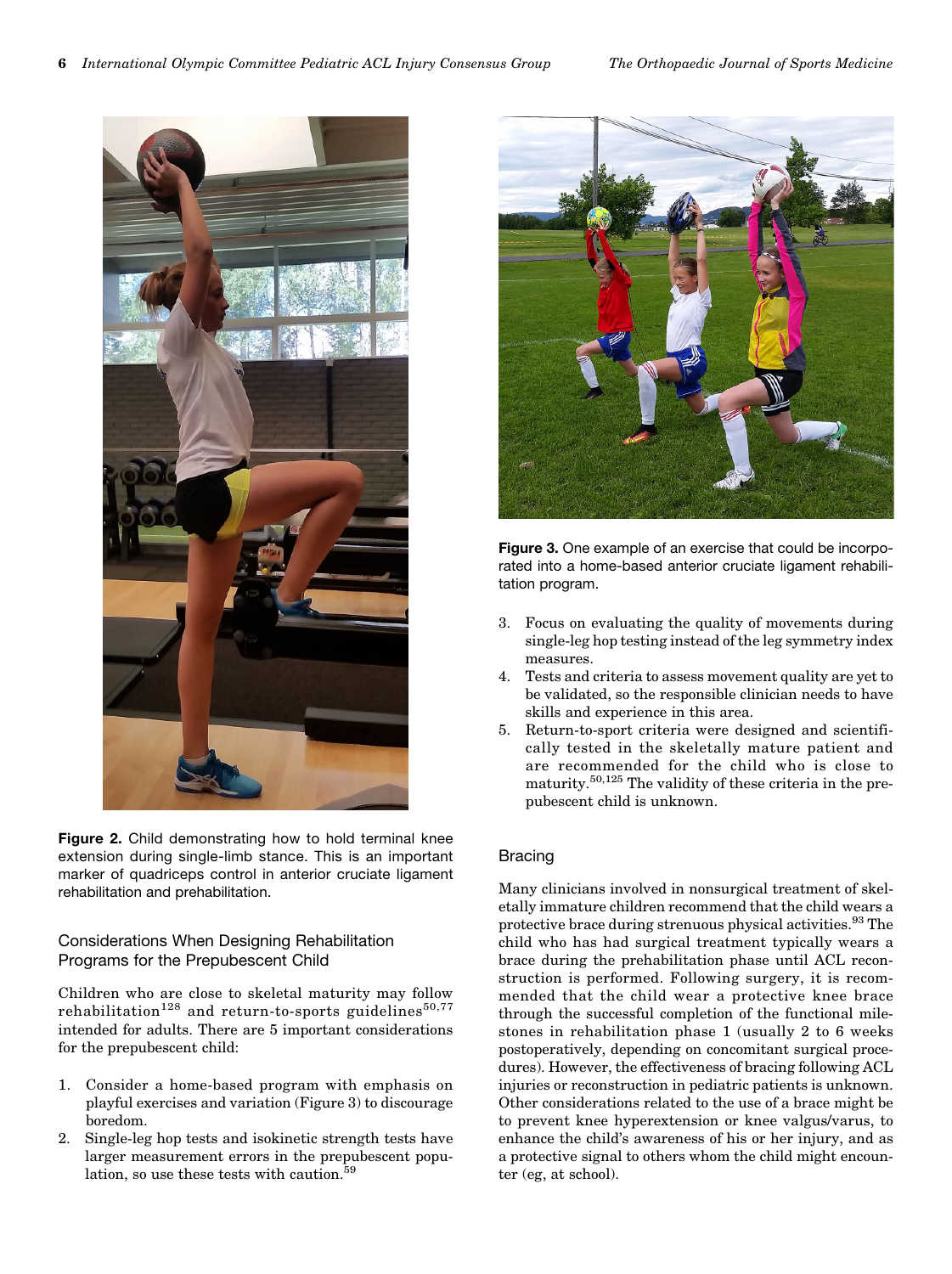Figure 2. Child demonstrating how to hold terminal knee extension during single-limb stance. This is an important marker of quadriceps control in anterior cruciate ligament rehabilitation and prehabilitation.

### Considerations When Designing Rehabilitation Programs for the Prepubescent Child

Children who are close to skeletal maturity may follow rehabilitation[128] and return-to-sports guidelines[50,77] intended for adults. There are 5 important considerations for the prepubescent child:

1. Consider a home-based program with emphasis on playful exercises and variation (Figure 3) to discourage boredom.
2. Single-leg hop tests and isokinetic strength tests have larger measurement errors in the prepubescent population, so use these tests with caution.[59]

Figure 3. One example of an exercise that could be incorporated into a home-based anterior cruciate ligament rehabilitation program.

3. Focus on evaluating the quality of movements during single-leg hop testing instead of the leg symmetry index measures.
4. Tests and criteria to assess movement quality are yet to be validated, so the responsible clinician needs to have skills and experience in this area.
5. Return-to-sport criteria were designed and scientifically tested in the skeletally mature patient and are recommended for the child who is close to maturity.[50,125] The validity of these criteria in the prepubescent child is unknown.

### Bracing

Many clinicians involved in nonsurgical treatment of skeletally immature children recommend that the child wears a protective brace during strenuous physical activities.[93] The child who has had surgical treatment typically wears a brace during the prehabilitation phase until ACL reconstruction is performed. Following surgery, it is recommended that the child wear a protective knee brace through the successful completion of the functional milestones in rehabilitation phase 1 (usually 2 to 6 weeks postoperatively, depending on concomitant surgical procedures). However, the effectiveness of bracing following ACL injuries or reconstruction in pediatric patients is unknown. Other considerations related to the use of a brace might be to prevent knee hyperextension or knee valgus/varus, to enhance the child's awareness of his or her injury, and as a protective signal to others whom the child might encounter (eg, at school).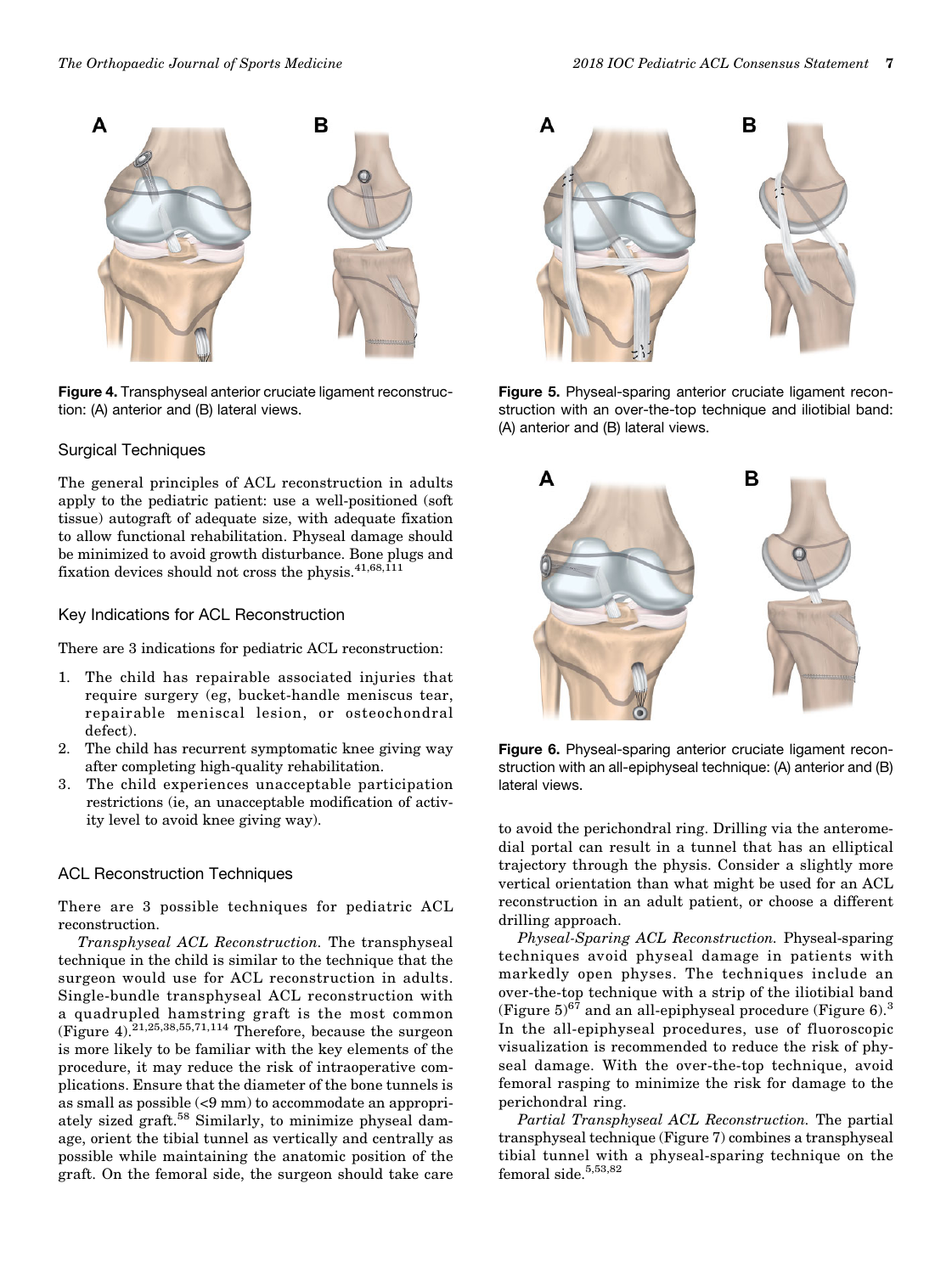Figure 4. Transphyseal anterior cruciate ligament reconstruction: (A) anterior and (B) lateral views.

Figure 5. Physeal-sparing anterior cruciate ligament reconstruction with an over-the-top technique and iliotibial band: (A) anterior and (B) lateral views.

Figure 6. Physeal-sparing anterior cruciate ligament reconstruction with an all-epiphyseal technique: (A) anterior and (B) lateral views.

## Surgical Techniques

The general principles of ACL reconstruction in adults apply to the pediatric patient: use a well-positioned (soft tissue) autograft of adequate size, with adequate fixation to allow functional rehabilitation. Physeal damage should be minimized to avoid growth disturbance. Bone plugs and fixation devices should not cross the physis.[41,68,111]

## Key Indications for ACL Reconstruction

There are 3 indications for pediatric ACL reconstruction:

1. The child has repairable associated injuries that require surgery (eg, bucket-handle meniscus tear, repairable meniscal lesion, or osteochondral defect).
2. The child has recurrent symptomatic knee giving way after completing high-quality rehabilitation.
3. The child experiences unacceptable participation restrictions (ie, an unacceptable modification of activity level to avoid knee giving way).

## ACL Reconstruction Techniques

There are 3 possible techniques for pediatric ACL reconstruction.

*Transphyseal ACL Reconstruction.* The transphyseal technique in the child is similar to the technique that the surgeon would use for ACL reconstruction in adults. Single-bundle transphyseal ACL reconstruction with a quadrupled hamstring graft is the most common (Figure 4).[21,25,38,55,71,114] Therefore, because the surgeon is more likely to be familiar with the key elements of the procedure, it may reduce the risk of intraoperative complications. Ensure that the diameter of the bone tunnels is as small as possible (<9 mm) to accommodate an appropriately sized graft.[58] Similarly, to minimize physeal damage, orient the tibial tunnel as vertically and centrally as possible while maintaining the anatomic position of the graft. On the femoral side, the surgeon should take care to avoid the perichondral ring. Drilling via the anteromedial portal can result in a tunnel that has an elliptical trajectory through the physis. Consider a slightly more vertical orientation than what might be used for an ACL reconstruction in an adult patient, or choose a different drilling approach.

*Physeal-Sparing ACL Reconstruction.* Physeal-sparing techniques avoid physeal damage in patients with markedly open physes. The techniques include an over-the-top technique with a strip of the iliotibial band (Figure 5)[67] and an all-epiphyseal procedure (Figure 6).[3] In the all-epiphyseal procedures, use of fluoroscopic visualization is recommended to reduce the risk of physeal damage. With the over-the-top technique, avoid femoral rasping to minimize the risk for damage to the perichondral ring.

*Partial Transphyseal ACL Reconstruction.* The partial transphyseal technique (Figure 7) combines a transphyseal tibial tunnel with a physeal-sparing technique on the femoral side.[5,53,82]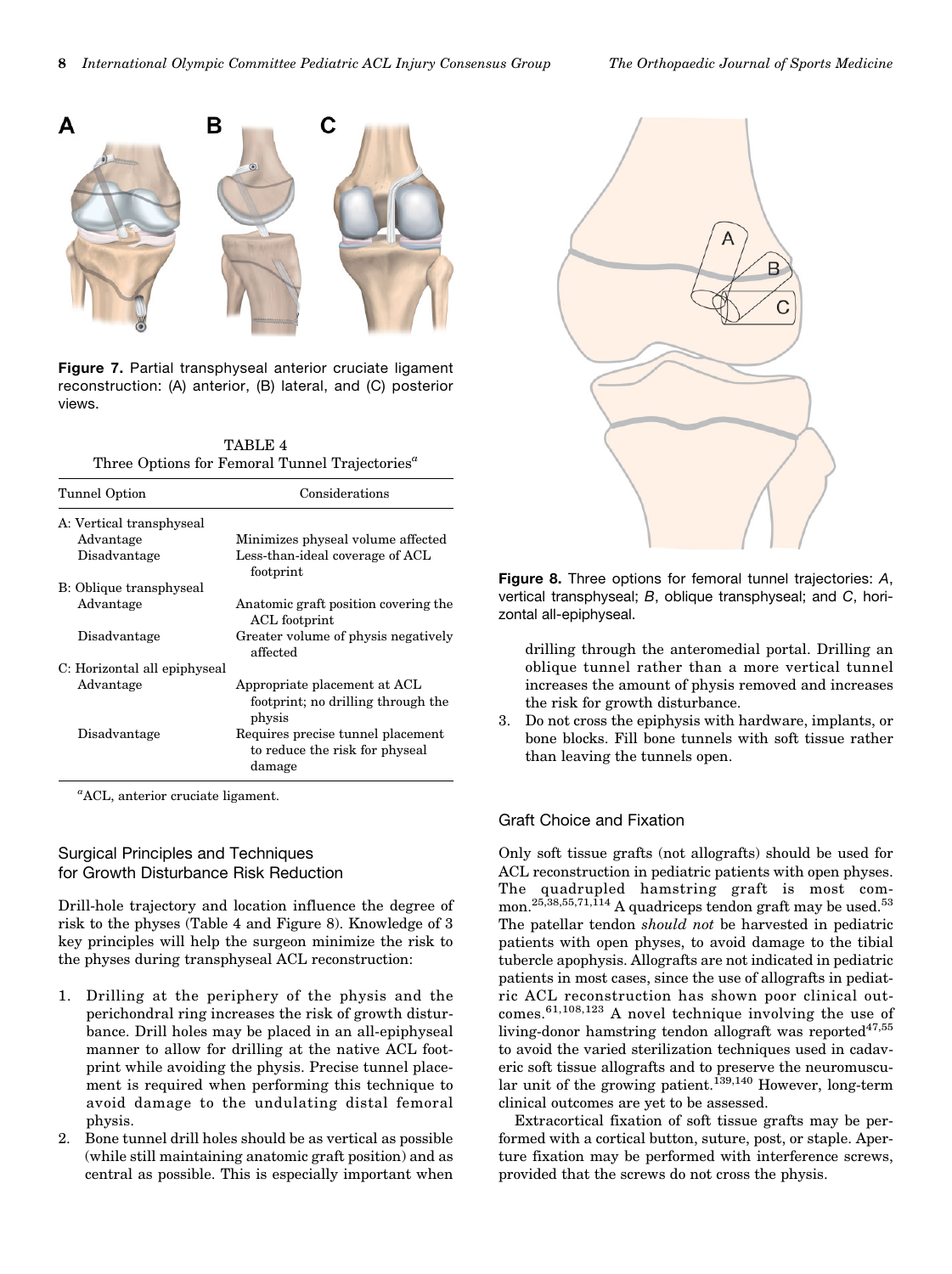Figure 7. Partial transphyseal anterior cruciate ligament reconstruction: (A) anterior, (B) lateral, and (C) posterior views.

TABLE 4
Three Options for Femoral Tunnel Trajectories[a]

| Tunnel Option | Considerations |
| --- | --- |
| A: Vertical transphyseal | |
| Advantage | Minimizes physeal volume affected |
| Disadvantage | Less-than-ideal coverage of ACL footprint |
| B: Oblique transphyseal | |
| Advantage | Anatomic graft position covering the ACL footprint |
| Disadvantage | Greater volume of physis negatively affected |
| C: Horizontal all epiphyseal | |
| Advantage | Appropriate placement at ACL footprint; no drilling through the physis |
| Disadvantage | Requires precise tunnel placement to reduce the risk for physeal damage |

[a]ACL, anterior cruciate ligament.

## Surgical Principles and Techniques for Growth Disturbance Risk Reduction

Drill-hole trajectory and location influence the degree of risk to the physes (Table 4 and Figure 8). Knowledge of 3 key principles will help the surgeon minimize the risk to the physes during transphyseal ACL reconstruction:

1. Drilling at the periphery of the physis and the perichondral ring increases the risk of growth disturbance. Drill holes may be placed in an all-epiphyseal manner to allow for drilling at the native ACL footprint while avoiding the physis. Precise tunnel placement is required when performing this technique to avoid damage to the undulating distal femoral physis.
2. Bone tunnel drill holes should be as vertical as possible (while still maintaining anatomic graft position) and as central as possible. This is especially important when drilling through the anteromedial portal. Drilling an oblique tunnel rather than a more vertical tunnel increases the amount of physis removed and increases the risk for growth disturbance.
3. Do not cross the epiphysis with hardware, implants, or bone blocks. Fill bone tunnels with soft tissue rather than leaving the tunnels open.

Figure 8. Three options for femoral tunnel trajectories: *A*, vertical transphyseal; *B*, oblique transphyseal; and *C*, horizontal all-epiphyseal.

## Graft Choice and Fixation

Only soft tissue grafts (not allografts) should be used for ACL reconstruction in pediatric patients with open physes. The quadrupled hamstring graft is most common.[25,38,55,71,114] A quadriceps tendon graft may be used.[53] The patellar tendon *should not* be harvested in pediatric patients with open physes, to avoid damage to the tibial tubercle apophysis. Allografts are not indicated in pediatric patients in most cases, since the use of allografts in pediatric ACL reconstruction has shown poor clinical outcomes.[61,108,123] A novel technique involving the use of living-donor hamstring tendon allograft was reported[47,55] to avoid the varied sterilization techniques used in cadaveric soft tissue allografts and to preserve the neuromuscular unit of the growing patient.[139,140] However, long-term clinical outcomes are yet to be assessed.

Extracortical fixation of soft tissue grafts may be performed with a cortical button, suture, post, or staple. Aperture fixation may be performed with interference screws, provided that the screws do not cross the physis.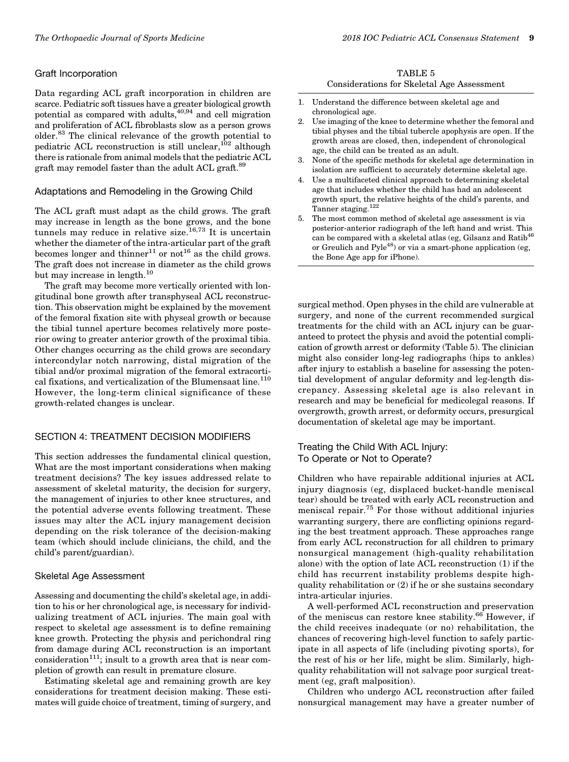## Graft Incorporation

Data regarding ACL graft incorporation in children are scarce. Pediatric soft tissues have a greater biological growth potential as compared with adults,[40,94] and cell migration and proliferation of ACL fibroblasts slow as a person grows older.[83] The clinical relevance of the growth potential to pediatric ACL reconstruction is still unclear,[102] although there is rationale from animal models that the pediatric ACL graft may remodel faster than the adult ACL graft.[89]

## Adaptations and Remodeling in the Growing Child

The ACL graft must adapt as the child grows. The graft may increase in length as the bone grows, and the bone tunnels may reduce in relative size.[16,73] It is uncertain whether the diameter of the intra-articular part of the graft becomes longer and thinner[11] or not[16] as the child grows. The graft does not increase in diameter as the child grows but may increase in length.[10]

The graft may become more vertically oriented with longitudinal bone growth after transphyseal ACL reconstruction. This observation might be explained by the movement of the femoral fixation site with physeal growth or because the tibial tunnel aperture becomes relatively more posterior owing to greater anterior growth of the proximal tibia. Other changes occurring as the child grows are secondary intercondylar notch narrowing, distal migration of the tibial and/or proximal migration of the femoral extracortical fixations, and verticalization of the Blumensaat line.[110] However, the long-term clinical significance of these growth-related changes is unclear.

# SECTION 4: TREATMENT DECISION MODIFIERS

This section addresses the fundamental clinical question, What are the most important considerations when making treatment decisions? The key issues addressed relate to assessment of skeletal maturity, the decision for surgery, the management of injuries to other knee structures, and the potential adverse events following treatment. These issues may alter the ACL injury management decision depending on the risk tolerance of the decision-making team (which should include clinicians, the child, and the child's parent/guardian).

## Skeletal Age Assessment

Assessing and documenting the child's skeletal age, in addition to his or her chronological age, is necessary for individualizing treatment of ACL injuries. The main goal with respect to skeletal age assessment is to define remaining knee growth. Protecting the physis and perichondral ring from damage during ACL reconstruction is an important consideration[111]; insult to a growth area that is near completion of growth can result in premature closure.

Estimating skeletal age and remaining growth are key considerations for treatment decision making. These estimates will guide choice of treatment, timing of surgery, and surgical method. Open physes in the child are vulnerable at surgery, and none of the current recommended surgical treatments for the child with an ACL injury can be guaranteed to protect the physis and avoid the potential complication of growth arrest or deformity (Table 5). The clinician might also consider long-leg radiographs (hips to ankles) after injury to establish a baseline for assessing the potential development of angular deformity and leg-length discrepancy. Assessing skeletal age is also relevant in research and may be beneficial for medicolegal reasons. If overgrowth, growth arrest, or deformity occurs, presurgical documentation of skeletal age may be important.

TABLE 5
Considerations for Skeletal Age Assessment

1. Understand the difference between skeletal age and chronological age.
2. Use imaging of the knee to determine whether the femoral and tibial physes and the tibial tubercle apophysis are open. If the growth areas are closed, then, independent of chronological age, the child can be treated as an adult.
3. None of the specific methods for skeletal age determination in isolation are sufficient to accurately determine skeletal age.
4. Use a multifaceted clinical approach to determining skeletal age that includes whether the child has had an adolescent growth spurt, the relative heights of the child's parents, and Tanner staging.[122]
5. The most common method of skeletal age assessment is via posterior-anterior radiograph of the left hand and wrist. This can be compared with a skeletal atlas (eg, Gilsanz and Ratib[46] or Greulich and Pyle[48]) or via a smart-phone application (eg, the Bone Age app for iPhone).

## Treating the Child With ACL Injury: To Operate or Not to Operate?

Children who have repairable additional injuries at ACL injury diagnosis (eg, displaced bucket-handle meniscal tear) should be treated with early ACL reconstruction and meniscal repair.[75] For those without additional injuries warranting surgery, there are conflicting opinions regarding the best treatment approach. These approaches range from early ACL reconstruction for all children to primary nonsurgical management (high-quality rehabilitation alone) with the option of late ACL reconstruction (1) if the child has recurrent instability problems despite high-quality rehabilitation or (2) if he or she sustains secondary intra-articular injuries.

A well-performed ACL reconstruction and preservation of the meniscus can restore knee stability.[66] However, if the child receives inadequate (or no) rehabilitation, the chances of recovering high-level function to safely participate in all aspects of life (including pivoting sports), for the rest of his or her life, might be slim. Similarly, high-quality rehabilitation will not salvage poor surgical treatment (eg, graft malposition).

Children who undergo ACL reconstruction after failed nonsurgical management may have a greater number of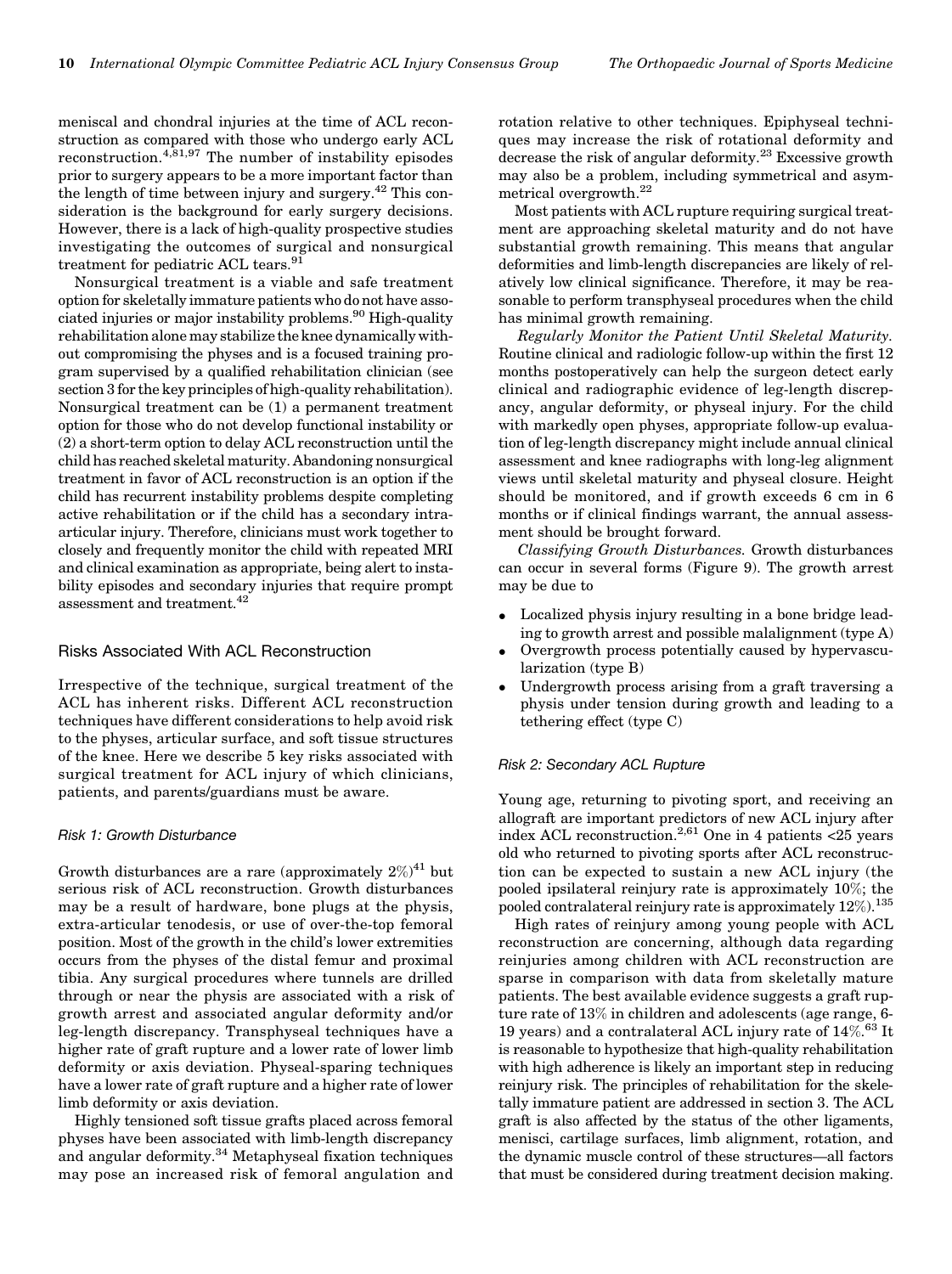meniscal and chondral injuries at the time of ACL reconstruction as compared with those who undergo early ACL reconstruction.[4,81,97] The number of instability episodes prior to surgery appears to be a more important factor than the length of time between injury and surgery.[42] This consideration is the background for early surgery decisions. However, there is a lack of high-quality prospective studies investigating the outcomes of surgical and nonsurgical treatment for pediatric ACL tears.[91]

Nonsurgical treatment is a viable and safe treatment option for skeletally immature patients who do not have associated injuries or major instability problems.[90] High-quality rehabilitation alone may stabilize the knee dynamically without compromising the physes and is a focused training program supervised by a qualified rehabilitation clinician (see section 3 for the key principles of high-quality rehabilitation). Nonsurgical treatment can be (1) a permanent treatment option for those who do not develop functional instability or (2) a short-term option to delay ACL reconstruction until the child has reached skeletal maturity. Abandoning nonsurgical treatment in favor of ACL reconstruction is an option if the child has recurrent instability problems despite completing active rehabilitation or if the child has a secondary intra-articular injury. Therefore, clinicians must work together to closely and frequently monitor the child with repeated MRI and clinical examination as appropriate, being alert to instability episodes and secondary injuries that require prompt assessment and treatment.[42]

## Risks Associated With ACL Reconstruction

Irrespective of the technique, surgical treatment of the ACL has inherent risks. Different ACL reconstruction techniques have different considerations to help avoid risk to the physes, articular surface, and soft tissue structures of the knee. Here we describe 5 key risks associated with surgical treatment for ACL injury of which clinicians, patients, and parents/guardians must be aware.

### Risk 1: Growth Disturbance

Growth disturbances are a rare (approximately 2%)[41] but serious risk of ACL reconstruction. Growth disturbances may be a result of hardware, bone plugs at the physis, extra-articular tenodesis, or use of over-the-top femoral position. Most of the growth in the child's lower extremities occurs from the physes of the distal femur and proximal tibia. Any surgical procedures where tunnels are drilled through or near the physis are associated with a risk of growth arrest and associated angular deformity and/or leg-length discrepancy. Transphyseal techniques have a higher rate of graft rupture and a lower rate of lower limb deformity or axis deviation. Physeal-sparing techniques have a lower rate of graft rupture and a higher rate of lower limb deformity or axis deviation.

Highly tensioned soft tissue grafts placed across femoral physes have been associated with limb-length discrepancy and angular deformity.[34] Metaphyseal fixation techniques may pose an increased risk of femoral angulation and rotation relative to other techniques. Epiphyseal techniques may increase the risk of rotational deformity and decrease the risk of angular deformity.[23] Excessive growth may also be a problem, including symmetrical and asymmetrical overgrowth.[22]

Most patients with ACL rupture requiring surgical treatment are approaching skeletal maturity and do not have substantial growth remaining. This means that angular deformities and limb-length discrepancies are likely of relatively low clinical significance. Therefore, it may be reasonable to perform transphyseal procedures when the child has minimal growth remaining.

*Regularly Monitor the Patient Until Skeletal Maturity.* Routine clinical and radiologic follow-up within the first 12 months postoperatively can help the surgeon detect early clinical and radiographic evidence of leg-length discrepancy, angular deformity, or physeal injury. For the child with markedly open physes, appropriate follow-up evaluation of leg-length discrepancy might include annual clinical assessment and knee radiographs with long-leg alignment views until skeletal maturity and physeal closure. Height should be monitored, and if growth exceeds 6 cm in 6 months or if clinical findings warrant, the annual assessment should be brought forward.

*Classifying Growth Disturbances.* Growth disturbances can occur in several forms (Figure 9). The growth arrest may be due to

- Localized physis injury resulting in a bone bridge leading to growth arrest and possible malalignment (type A)
- Overgrowth process potentially caused by hypervascularization (type B)
- Undergrowth process arising from a graft traversing a physis under tension during growth and leading to a tethering effect (type C)

### Risk 2: Secondary ACL Rupture

Young age, returning to pivoting sport, and receiving an allograft are important predictors of new ACL injury after index ACL reconstruction.[2,61] One in 4 patients <25 years old who returned to pivoting sports after ACL reconstruction can be expected to sustain a new ACL injury (the pooled ipsilateral reinjury rate is approximately 10%; the pooled contralateral reinjury rate is approximately 12%).[135]

High rates of reinjury among young people with ACL reconstruction are concerning, although data regarding reinjuries among children with ACL reconstruction are sparse in comparison with data from skeletally mature patients. The best available evidence suggests a graft rupture rate of 13% in children and adolescents (age range, 6-19 years) and a contralateral ACL injury rate of 14%.[63] It is reasonable to hypothesize that high-quality rehabilitation with high adherence is likely an important step in reducing reinjury risk. The principles of rehabilitation for the skeletally immature patient are addressed in section 3. The ACL graft is also affected by the status of the other ligaments, menisci, cartilage surfaces, limb alignment, rotation, and the dynamic muscle control of these structures—all factors that must be considered during treatment decision making.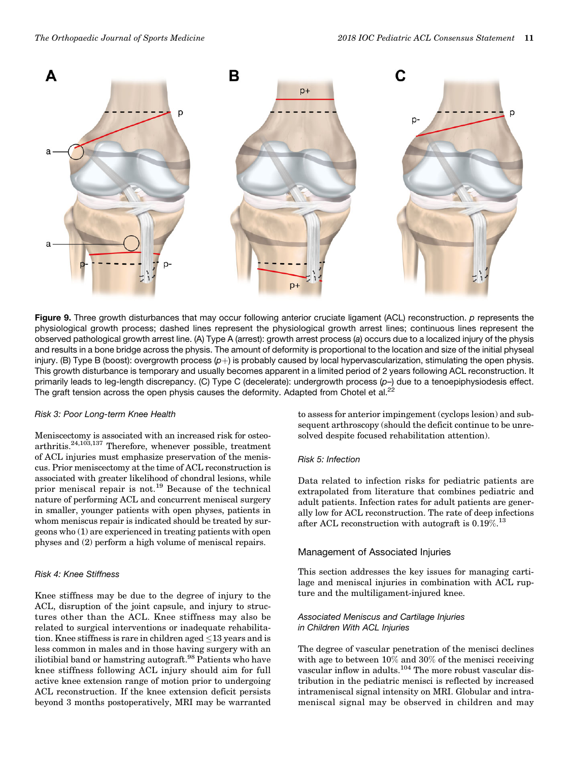**Figure 9.** Three growth disturbances that may occur following anterior cruciate ligament (ACL) reconstruction. *p* represents the physiological growth process; dashed lines represent the physiological growth arrest lines; continuous lines represent the observed pathological growth arrest line. (A) Type A (arrest): growth arrest process (*a*) occurs due to a localized injury of the physis and results in a bone bridge across the physis. The amount of deformity is proportional to the location and size of the initial physeal injury. (B) Type B (boost): overgrowth process (*p*+) is probably caused by local hypervascularization, stimulating the open physis. This growth disturbance is temporary and usually becomes apparent in a limited period of 2 years following ACL reconstruction. It primarily leads to leg-length discrepancy. (C) Type C (decelerate): undergrowth process (*p*–) due to a tenoepiphysiodesis effect. The graft tension across the open physis causes the deformity. Adapted from Chotel et al.[22]

*Risk 3: Poor Long-term Knee Health*

Meniscectomy is associated with an increased risk for osteoarthritis.[24,103,137] Therefore, whenever possible, treatment of ACL injuries must emphasize preservation of the meniscus. Prior meniscectomy at the time of ACL reconstruction is associated with greater likelihood of chondral lesions, while prior meniscal repair is not.[19] Because of the technical nature of performing ACL and concurrent meniscal surgery in smaller, younger patients with open physes, patients in whom meniscus repair is indicated should be treated by surgeons who (1) are experienced in treating patients with open physes and (2) perform a high volume of meniscal repairs.

*Risk 4: Knee Stiffness*

Knee stiffness may be due to the degree of injury to the ACL, disruption of the joint capsule, and injury to structures other than the ACL. Knee stiffness may also be related to surgical interventions or inadequate rehabilitation. Knee stiffness is rare in children aged ≤13 years and is less common in males and in those having surgery with an iliotibial band or hamstring autograft.[98] Patients who have knee stiffness following ACL injury should aim for full active knee extension range of motion prior to undergoing ACL reconstruction. If the knee extension deficit persists beyond 3 months postoperatively, MRI may be warranted to assess for anterior impingement (cyclops lesion) and subsequent arthroscopy (should the deficit continue to be unresolved despite focused rehabilitation attention).

*Risk 5: Infection*

Data related to infection risks for pediatric patients are extrapolated from literature that combines pediatric and adult patients. Infection rates for adult patients are generally low for ACL reconstruction. The rate of deep infections after ACL reconstruction with autograft is 0.19%.[13]

## Management of Associated Injuries

This section addresses the key issues for managing cartilage and meniscal injuries in combination with ACL rupture and the multiligament-injured knee.

*Associated Meniscus and Cartilage Injuries in Children With ACL Injuries*

The degree of vascular penetration of the menisci declines with age to between 10% and 30% of the menisci receiving vascular inflow in adults.[104] The more robust vascular distribution in the pediatric menisci is reflected by increased intrameniscal signal intensity on MRI. Globular and intrameniscal signal may be observed in children and may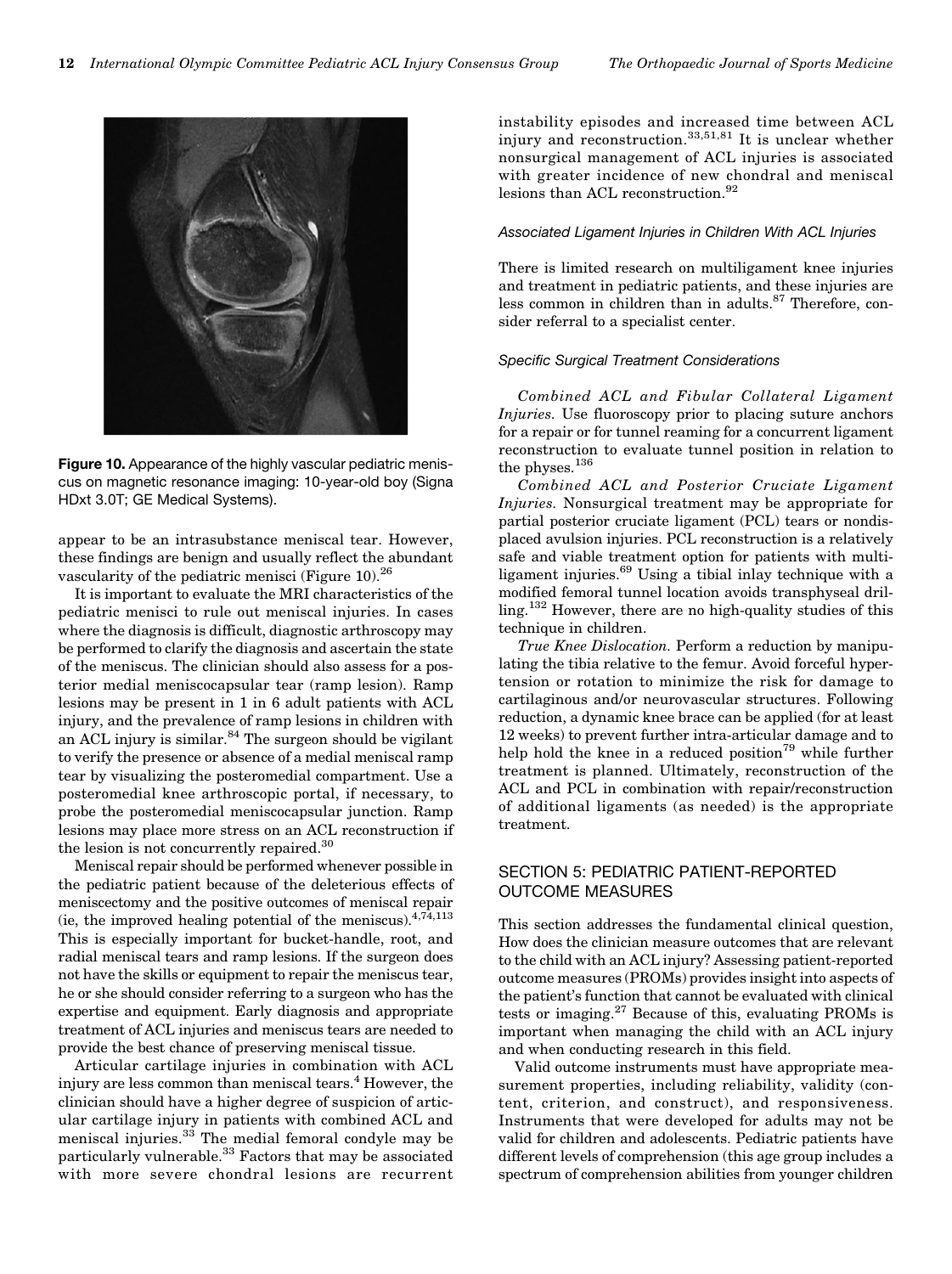Figure 10. Appearance of the highly vascular pediatric meniscus on magnetic resonance imaging: 10-year-old boy (Signa HDxt 3.0T; GE Medical Systems).

appear to be an intrasubstance meniscal tear. However, these findings are benign and usually reflect the abundant vascularity of the pediatric menisci (Figure 10).[26]

It is important to evaluate the MRI characteristics of the pediatric menisci to rule out meniscal injuries. In cases where the diagnosis is difficult, diagnostic arthroscopy may be performed to clarify the diagnosis and ascertain the state of the meniscus. The clinician should also assess for a posterior medial meniscocapsular tear (ramp lesion). Ramp lesions may be present in 1 in 6 adult patients with ACL injury, and the prevalence of ramp lesions in children with an ACL injury is similar.[84] The surgeon should be vigilant to verify the presence or absence of a medial meniscal ramp tear by visualizing the posteromedial compartment. Use a posteromedial knee arthroscopic portal, if necessary, to probe the posteromedial meniscocapsular junction. Ramp lesions may place more stress on an ACL reconstruction if the lesion is not concurrently repaired.[30]

Meniscal repair should be performed whenever possible in the pediatric patient because of the deleterious effects of meniscectomy and the positive outcomes of meniscal repair (ie, the improved healing potential of the meniscus).[4,74,113] This is especially important for bucket-handle, root, and radial meniscal tears and ramp lesions. If the surgeon does not have the skills or equipment to repair the meniscus tear, he or she should consider referring to a surgeon who has the expertise and equipment. Early diagnosis and appropriate treatment of ACL injuries and meniscus tears are needed to provide the best chance of preserving meniscal tissue.

Articular cartilage injuries in combination with ACL injury are less common than meniscal tears.[4] However, the clinician should have a higher degree of suspicion of articular cartilage injury in patients with combined ACL and meniscal injuries.[33] The medial femoral condyle may be particularly vulnerable.[33] Factors that may be associated with more severe chondral lesions are recurrent instability episodes and increased time between ACL injury and reconstruction.[33,51,81] It is unclear whether nonsurgical management of ACL injuries is associated with greater incidence of new chondral and meniscal lesions than ACL reconstruction.[92]

#### Associated Ligament Injuries in Children With ACL Injuries

There is limited research on multiligament knee injuries and treatment in pediatric patients, and these injuries are less common in children than in adults.[87] Therefore, consider referral to a specialist center.

#### Specific Surgical Treatment Considerations

*Combined ACL and Fibular Collateral Ligament Injuries.* Use fluoroscopy prior to placing suture anchors for a repair or for tunnel reaming for a concurrent ligament reconstruction to evaluate tunnel position in relation to the physes.[136]

*Combined ACL and Posterior Cruciate Ligament Injuries.* Nonsurgical treatment may be appropriate for partial posterior cruciate ligament (PCL) tears or nondisplaced avulsion injuries. PCL reconstruction is a relatively safe and viable treatment option for patients with multiligament injuries.[69] Using a tibial inlay technique with a modified femoral tunnel location avoids transphyseal drilling.[132] However, there are no high-quality studies of this technique in children.

*True Knee Dislocation.* Perform a reduction by manipulating the tibia relative to the femur. Avoid forceful hypertension or rotation to minimize the risk for damage to cartilaginous and/or neurovascular structures. Following reduction, a dynamic knee brace can be applied (for at least 12 weeks) to prevent further intra-articular damage and to help hold the knee in a reduced position[79] while further treatment is planned. Ultimately, reconstruction of the ACL and PCL in combination with repair/reconstruction of additional ligaments (as needed) is the appropriate treatment.

## SECTION 5: PEDIATRIC PATIENT-REPORTED OUTCOME MEASURES

This section addresses the fundamental clinical question, How does the clinician measure outcomes that are relevant to the child with an ACL injury? Assessing patient-reported outcome measures (PROMs) provides insight into aspects of the patient's function that cannot be evaluated with clinical tests or imaging.[27] Because of this, evaluating PROMs is important when managing the child with an ACL injury and when conducting research in this field.

Valid outcome instruments must have appropriate measurement properties, including reliability, validity (content, criterion, and construct), and responsiveness. Instruments that were developed for adults may not be valid for children and adolescents. Pediatric patients have different levels of comprehension (this age group includes a spectrum of comprehension abilities from younger children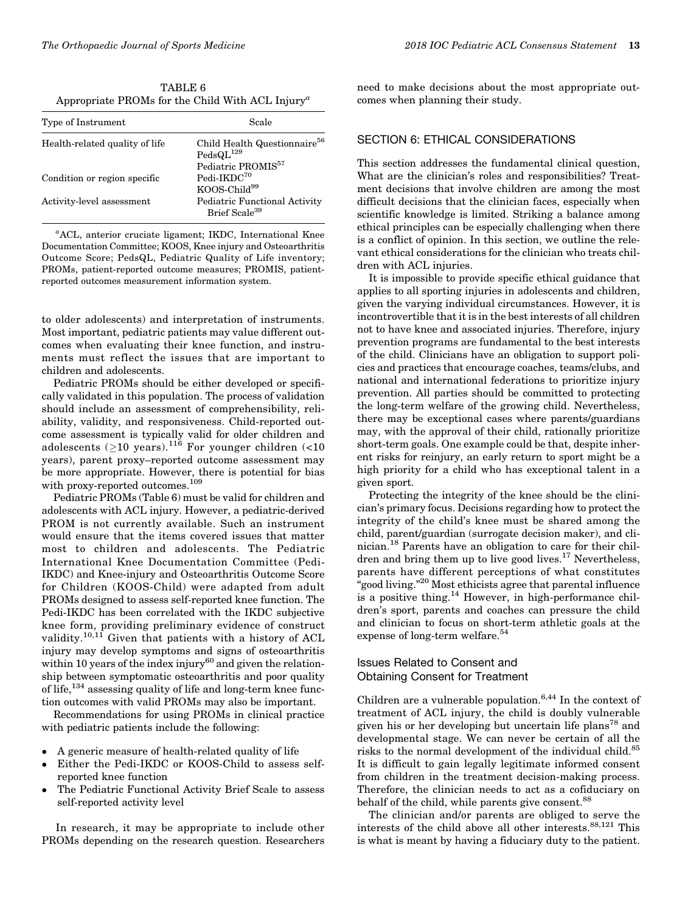TABLE 6
Appropriate PROMs for the Child With ACL Injury[a]

| Type of Instrument | Scale |
| --- | --- |
| Health-related quality of life | Child Health Questionnaire[56] |
| | PedsQL[129] |
| | Pediatric PROMIS[57] |
| Condition or region specific | Pedi-IKDC[70] |
| | KOOS-Child[99] |
| Activity-level assessment | Pediatric Functional Activity Brief Scale[39] |

[a]ACL, anterior cruciate ligament; IKDC, International Knee Documentation Committee; KOOS, Knee injury and Osteoarthritis Outcome Score; PedsQL, Pediatric Quality of Life inventory; PROMs, patient-reported outcome measures; PROMIS, patient-reported outcomes measurement information system.

to older adolescents) and interpretation of instruments. Most important, pediatric patients may value different outcomes when evaluating their knee function, and instruments must reflect the issues that are important to children and adolescents.

Pediatric PROMs should be either developed or specifically validated in this population. The process of validation should include an assessment of comprehensibility, reliability, validity, and responsiveness. Child-reported outcome assessment is typically valid for older children and adolescents ($\geq$10 years).[116] For younger children (<10 years), parent proxy–reported outcome assessment may be more appropriate. However, there is potential for bias with proxy-reported outcomes.[109]

Pediatric PROMs (Table 6) must be valid for children and adolescents with ACL injury. However, a pediatric-derived PROM is not currently available. Such an instrument would ensure that the items covered issues that matter most to children and adolescents. The Pediatric International Knee Documentation Committee (Pedi-IKDC) and Knee-injury and Osteoarthritis Outcome Score for Children (KOOS-Child) were adapted from adult PROMs designed to assess self-reported knee function. The Pedi-IKDC has been correlated with the IKDC subjective knee form, providing preliminary evidence of construct validity.[10,11] Given that patients with a history of ACL injury may develop symptoms and signs of osteoarthritis within 10 years of the index injury[60] and given the relationship between symptomatic osteoarthritis and poor quality of life,[134] assessing quality of life and long-term knee function outcomes with valid PROMs may also be important.

Recommendations for using PROMs in clinical practice with pediatric patients include the following:

- A generic measure of health-related quality of life
- Either the Pedi-IKDC or KOOS-Child to assess self-reported knee function
- The Pediatric Functional Activity Brief Scale to assess self-reported activity level

In research, it may be appropriate to include other PROMs depending on the research question. Researchers need to make decisions about the most appropriate outcomes when planning their study.

## SECTION 6: ETHICAL CONSIDERATIONS

This section addresses the fundamental clinical question, What are the clinician's roles and responsibilities? Treatment decisions that involve children are among the most difficult decisions that the clinician faces, especially when scientific knowledge is limited. Striking a balance among ethical principles can be especially challenging when there is a conflict of opinion. In this section, we outline the relevant ethical considerations for the clinician who treats children with ACL injuries.

It is impossible to provide specific ethical guidance that applies to all sporting injuries in adolescents and children, given the varying individual circumstances. However, it is incontrovertible that it is in the best interests of all children not to have knee and associated injuries. Therefore, injury prevention programs are fundamental to the best interests of the child. Clinicians have an obligation to support policies and practices that encourage coaches, teams/clubs, and national and international federations to prioritize injury prevention. All parties should be committed to protecting the long-term welfare of the growing child. Nevertheless, there may be exceptional cases where parents/guardians may, with the approval of their child, rationally prioritize short-term goals. One example could be that, despite inherent risks for reinjury, an early return to sport might be a high priority for a child who has exceptional talent in a given sport.

Protecting the integrity of the knee should be the clinician's primary focus. Decisions regarding how to protect the integrity of the child's knee must be shared among the child, parent/guardian (surrogate decision maker), and clinician.[18] Parents have an obligation to care for their children and bring them up to live good lives.[17] Nevertheless, parents have different perceptions of what constitutes "good living."[20] Most ethicists agree that parental influence is a positive thing.[14] However, in high-performance children's sport, parents and coaches can pressure the child and clinician to focus on short-term athletic goals at the expense of long-term welfare.[54]

### Issues Related to Consent and Obtaining Consent for Treatment

Children are a vulnerable population.[6,44] In the context of treatment of ACL injury, the child is doubly vulnerable given his or her developing but uncertain life plans[78] and developmental stage. We can never be certain of all the risks to the normal development of the individual child.[85] It is difficult to gain legally legitimate informed consent from children in the treatment decision-making process. Therefore, the clinician needs to act as a cofiduciary on behalf of the child, while parents give consent.[88]

The clinician and/or parents are obliged to serve the interests of the child above all other interests.[88,121] This is what is meant by having a fiduciary duty to the patient.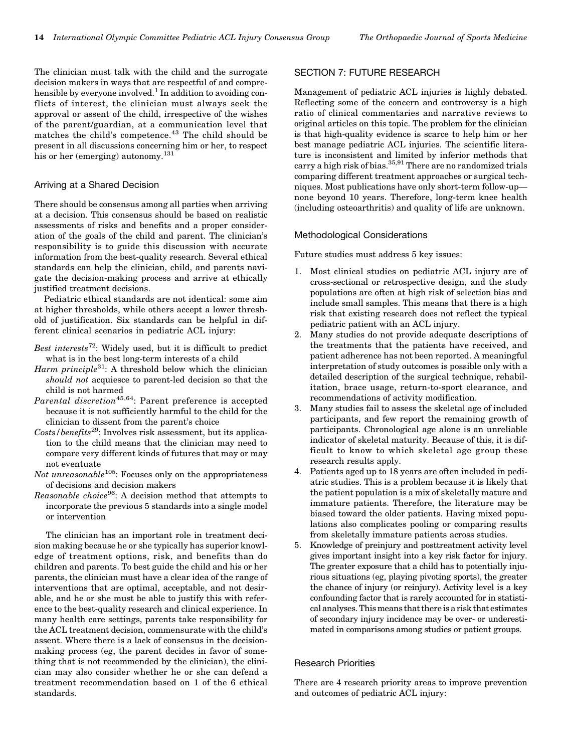The clinician must talk with the child and the surrogate decision makers in ways that are respectful of and comprehensible by everyone involved.[1] In addition to avoiding conflicts of interest, the clinician must always seek the approval or assent of the child, irrespective of the wishes of the parent/guardian, at a communication level that matches the child's competence.[43] The child should be present in all discussions concerning him or her, to respect his or her (emerging) autonomy.[131]

### Arriving at a Shared Decision

There should be consensus among all parties when arriving at a decision. This consensus should be based on realistic assessments of risks and benefits and a proper consideration of the goals of the child and parent. The clinician's responsibility is to guide this discussion with accurate information from the best-quality research. Several ethical standards can help the clinician, child, and parents navigate the decision-making process and arrive at ethically justified treatment decisions.

Pediatric ethical standards are not identical: some aim at higher thresholds, while others accept a lower threshold of justification. Six standards can be helpful in different clinical scenarios in pediatric ACL injury:

*Best interests*[72]: Widely used, but it is difficult to predict what is in the best long-term interests of a child

*Harm principle*[31]: A threshold below which the clinician *should not* acquiesce to parent-led decision so that the child is not harmed

*Parental discretion*[45,64]: Parent preference is accepted because it is not sufficiently harmful to the child for the clinician to dissent from the parent's choice

*Costs/benefits*[29]: Involves risk assessment, but its application to the child means that the clinician may need to compare very different kinds of futures that may or may not eventuate

*Not unreasonable*[105]: Focuses only on the appropriateness of decisions and decision makers

*Reasonable choice*[96]: A decision method that attempts to incorporate the previous 5 standards into a single model or intervention

The clinician has an important role in treatment decision making because he or she typically has superior knowledge of treatment options, risk, and benefits than do children and parents. To best guide the child and his or her parents, the clinician must have a clear idea of the range of interventions that are optimal, acceptable, and not desirable, and he or she must be able to justify this with reference to the best-quality research and clinical experience. In many health care settings, parents take responsibility for the ACL treatment decision, commensurate with the child's assent. Where there is a lack of consensus in the decision-making process (eg, the parent decides in favor of something that is not recommended by the clinician), the clinician may also consider whether he or she can defend a treatment recommendation based on 1 of the 6 ethical standards.

## SECTION 7: FUTURE RESEARCH

Management of pediatric ACL injuries is highly debated. Reflecting some of the concern and controversy is a high ratio of clinical commentaries and narrative reviews to original articles on this topic. The problem for the clinician is that high-quality evidence is scarce to help him or her best manage pediatric ACL injuries. The scientific literature is inconsistent and limited by inferior methods that carry a high risk of bias.[35,91] There are no randomized trials comparing different treatment approaches or surgical techniques. Most publications have only short-term follow-up—none beyond 10 years. Therefore, long-term knee health (including osteoarthritis) and quality of life are unknown.

### Methodological Considerations

Future studies must address 5 key issues:

1. Most clinical studies on pediatric ACL injury are of cross-sectional or retrospective design, and the study populations are often at high risk of selection bias and include small samples. This means that there is a high risk that existing research does not reflect the typical pediatric patient with an ACL injury.
2. Many studies do not provide adequate descriptions of the treatments that the patients have received, and patient adherence has not been reported. A meaningful interpretation of study outcomes is possible only with a detailed description of the surgical technique, rehabilitation, brace usage, return-to-sport clearance, and recommendations of activity modification.
3. Many studies fail to assess the skeletal age of included participants, and few report the remaining growth of participants. Chronological age alone is an unreliable indicator of skeletal maturity. Because of this, it is difficult to know to which skeletal age group these research results apply.
4. Patients aged up to 18 years are often included in pediatric studies. This is a problem because it is likely that the patient population is a mix of skeletally mature and immature patients. Therefore, the literature may be biased toward the older patients. Having mixed populations also complicates pooling or comparing results from skeletally immature patients across studies.
5. Knowledge of preinjury and posttreatment activity level gives important insight into a key risk factor for injury. The greater exposure that a child has to potentially injurious situations (eg, playing pivoting sports), the greater the chance of injury (or reinjury). Activity level is a key confounding factor that is rarely accounted for in statistical analyses. This means that there is a risk that estimates of secondary injury incidence may be over- or underestimated in comparisons among studies or patient groups.

### Research Priorities

There are 4 research priority areas to improve prevention and outcomes of pediatric ACL injury: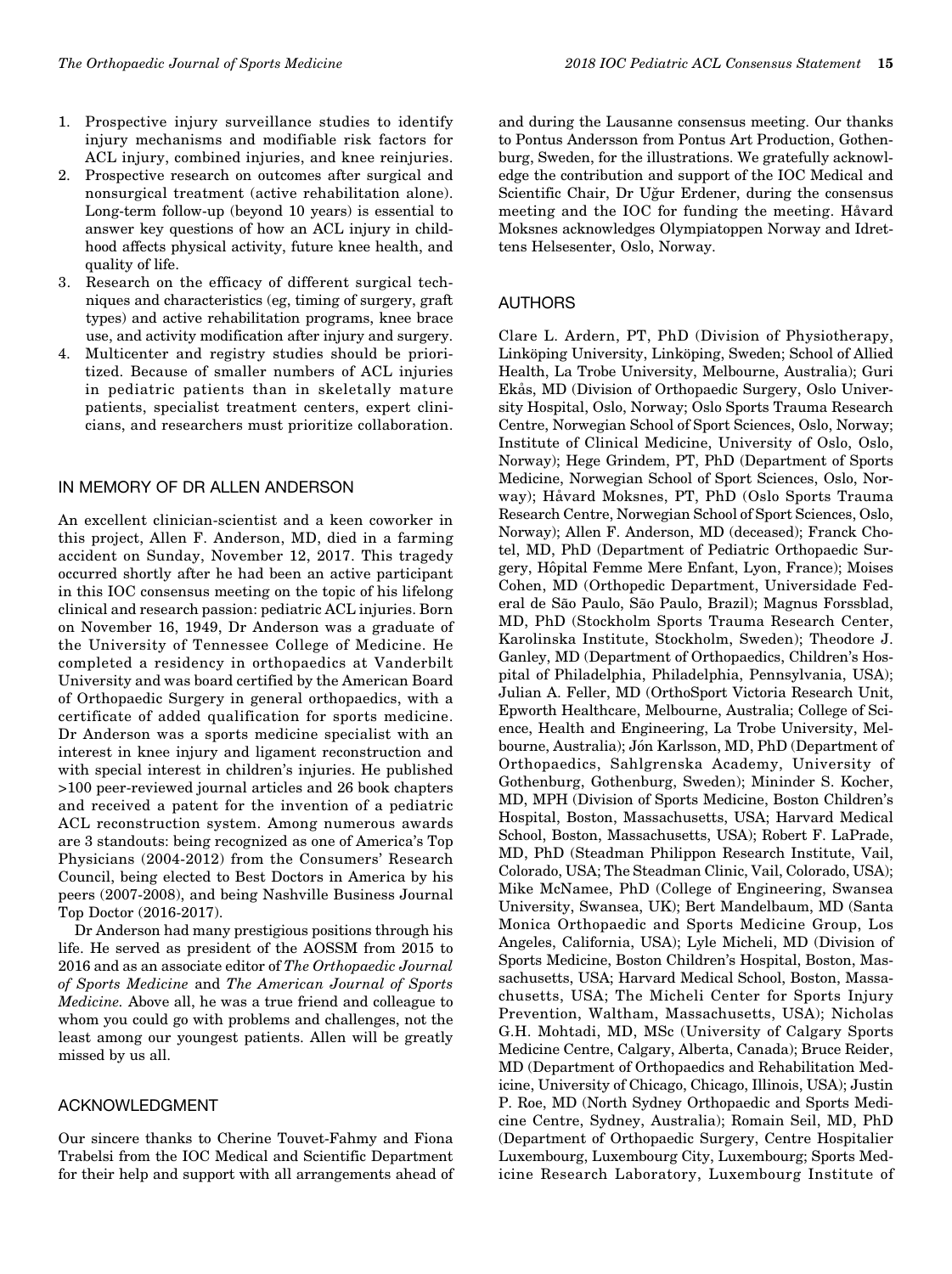1. Prospective injury surveillance studies to identify injury mechanisms and modifiable risk factors for ACL injury, combined injuries, and knee reinjuries.
2. Prospective research on outcomes after surgical and nonsurgical treatment (active rehabilitation alone). Long-term follow-up (beyond 10 years) is essential to answer key questions of how an ACL injury in childhood affects physical activity, future knee health, and quality of life.
3. Research on the efficacy of different surgical techniques and characteristics (eg, timing of surgery, graft types) and active rehabilitation programs, knee brace use, and activity modification after injury and surgery.
4. Multicenter and registry studies should be prioritized. Because of smaller numbers of ACL injuries in pediatric patients than in skeletally mature patients, specialist treatment centers, expert clinicians, and researchers must prioritize collaboration.

## IN MEMORY OF DR ALLEN ANDERSON

An excellent clinician-scientist and a keen coworker in this project, Allen F. Anderson, MD, died in a farming accident on Sunday, November 12, 2017. This tragedy occurred shortly after he had been an active participant in this IOC consensus meeting on the topic of his lifelong clinical and research passion: pediatric ACL injuries. Born on November 16, 1949, Dr Anderson was a graduate of the University of Tennessee College of Medicine. He completed a residency in orthopaedics at Vanderbilt University and was board certified by the American Board of Orthopaedic Surgery in general orthopaedics, with a certificate of added qualification for sports medicine. Dr Anderson was a sports medicine specialist with an interest in knee injury and ligament reconstruction and with special interest in children's injuries. He published >100 peer-reviewed journal articles and 26 book chapters and received a patent for the invention of a pediatric ACL reconstruction system. Among numerous awards are 3 standouts: being recognized as one of America's Top Physicians (2004-2012) from the Consumers' Research Council, being elected to Best Doctors in America by his peers (2007-2008), and being Nashville Business Journal Top Doctor (2016-2017).

Dr Anderson had many prestigious positions through his life. He served as president of the AOSSM from 2015 to 2016 and as an associate editor of *The Orthopaedic Journal of Sports Medicine* and *The American Journal of Sports Medicine*. Above all, he was a true friend and colleague to whom you could go with problems and challenges, not the least among our youngest patients. Allen will be greatly missed by us all.

## ACKNOWLEDGMENT

Our sincere thanks to Cherine Touvet-Fahmy and Fiona Trabelsi from the IOC Medical and Scientific Department for their help and support with all arrangements ahead of and during the Lausanne consensus meeting. Our thanks to Pontus Andersson from Pontus Art Production, Gothenburg, Sweden, for the illustrations. We gratefully acknowledge the contribution and support of the IOC Medical and Scientific Chair, Dr Uğur Erdener, during the consensus meeting and the IOC for funding the meeting. Håvard Moksnes acknowledges Olympiatoppen Norway and Idrettens Helsesenter, Oslo, Norway.

## AUTHORS

Clare L. Ardern, PT, PhD (Division of Physiotherapy, Linköping University, Linköping, Sweden; School of Allied Health, La Trobe University, Melbourne, Australia); Guri Ekås, MD (Division of Orthopaedic Surgery, Oslo University Hospital, Oslo, Norway; Oslo Sports Trauma Research Centre, Norwegian School of Sport Sciences, Oslo, Norway; Institute of Clinical Medicine, University of Oslo, Oslo, Norway); Hege Grindem, PT, PhD (Department of Sports Medicine, Norwegian School of Sport Sciences, Oslo, Norway); Håvard Moksnes, PT, PhD (Oslo Sports Trauma Research Centre, Norwegian School of Sport Sciences, Oslo, Norway); Allen F. Anderson, MD (deceased); Franck Chotel, MD, PhD (Department of Pediatric Orthopaedic Surgery, Hôpital Femme Mere Enfant, Lyon, France); Moises Cohen, MD (Orthopedic Department, Universidade Federal de São Paulo, São Paulo, Brazil); Magnus Forssblad, MD, PhD (Stockholm Sports Trauma Research Center, Karolinska Institute, Stockholm, Sweden); Theodore J. Ganley, MD (Department of Orthopaedics, Children's Hospital of Philadelphia, Philadelphia, Pennsylvania, USA); Julian A. Feller, MD (OrthoSport Victoria Research Unit, Epworth Healthcare, Melbourne, Australia; College of Science, Health and Engineering, La Trobe University, Melbourne, Australia); Jón Karlsson, MD, PhD (Department of Orthopaedics, Sahlgrenska Academy, University of Gothenburg, Gothenburg, Sweden); Mininder S. Kocher, MD, MPH (Division of Sports Medicine, Boston Children's Hospital, Boston, Massachusetts, USA; Harvard Medical School, Boston, Massachusetts, USA); Robert F. LaPrade, MD, PhD (Steadman Philippon Research Institute, Vail, Colorado, USA; The Steadman Clinic, Vail, Colorado, USA); Mike McNamee, PhD (College of Engineering, Swansea University, Swansea, UK); Bert Mandelbaum, MD (Santa Monica Orthopaedic and Sports Medicine Group, Los Angeles, California, USA); Lyle Micheli, MD (Division of Sports Medicine, Boston Children's Hospital, Boston, Massachusetts, USA; Harvard Medical School, Boston, Massachusetts, USA; The Micheli Center for Sports Injury Prevention, Waltham, Massachusetts, USA); Nicholas G.H. Mohtadi, MD, MSc (University of Calgary Sports Medicine Centre, Calgary, Alberta, Canada); Bruce Reider, MD (Department of Orthopaedics and Rehabilitation Medicine, University of Chicago, Chicago, Illinois, USA); Justin P. Roe, MD (North Sydney Orthopaedic and Sports Medicine Centre, Sydney, Australia); Romain Seil, MD, PhD (Department of Orthopaedic Surgery, Centre Hospitalier Luxembourg, Luxembourg City, Luxembourg; Sports Medicine Research Laboratory, Luxembourg Institute of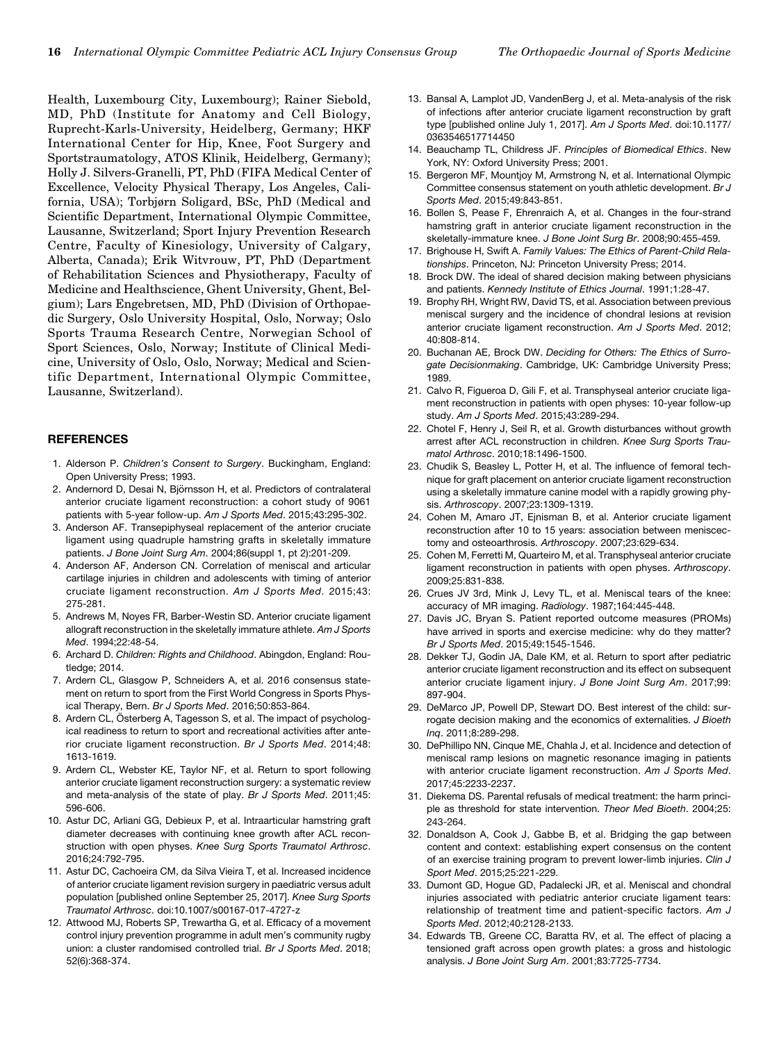Health, Luxembourg City, Luxembourg); Rainer Siebold, MD, PhD (Institute for Anatomy and Cell Biology, Ruprecht-Karls-University, Heidelberg, Germany; HKF International Center for Hip, Knee, Foot Surgery and Sportstraumatology, ATOS Klinik, Heidelberg, Germany); Holly J. Silvers-Granelli, PT, PhD (FIFA Medical Center of Excellence, Velocity Physical Therapy, Los Angeles, California, USA); Torbjørn Soligard, BSc, PhD (Medical and Scientific Department, International Olympic Committee, Lausanne, Switzerland; Sport Injury Prevention Research Centre, Faculty of Kinesiology, University of Calgary, Alberta, Canada); Erik Witvrouw, PT, PhD (Department of Rehabilitation Sciences and Physiotherapy, Faculty of Medicine and Healthscience, Ghent University, Ghent, Belgium); Lars Engebretsen, MD, PhD (Division of Orthopaedic Surgery, Oslo University Hospital, Oslo, Norway; Oslo Sports Trauma Research Centre, Norwegian School of Sport Sciences, Oslo, Norway; Institute of Clinical Medicine, University of Oslo, Oslo, Norway; Medical and Scientific Department, International Olympic Committee, Lausanne, Switzerland).

## REFERENCES

1. Alderson P. *Children's Consent to Surgery*. Buckingham, England: Open University Press; 1993.
2. Andernord D, Desai N, Björnsson H, et al. Predictors of contralateral anterior cruciate ligament reconstruction: a cohort study of 9061 patients with 5-year follow-up. *Am J Sports Med*. 2015;43:295-302.
3. Anderson AF. Transepiphyseal replacement of the anterior cruciate ligament using quadruple hamstring grafts in skeletally immature patients. *J Bone Joint Surg Am*. 2004;86(suppl 1, pt 2):201-209.
4. Anderson AF, Anderson CN. Correlation of meniscal and articular cartilage injuries in children and adolescents with timing of anterior cruciate ligament reconstruction. *Am J Sports Med*. 2015;43: 275-281.
5. Andrews M, Noyes FR, Barber-Westin SD. Anterior cruciate ligament allograft reconstruction in the skeletally immature athlete. *Am J Sports Med*. 1994;22:48-54.
6. Archard D. *Children: Rights and Childhood*. Abingdon, England: Routledge; 2014.
7. Ardern CL, Glasgow P, Schneiders A, et al. 2016 consensus statement on return to sport from the First World Congress in Sports Physical Therapy, Bern. *Br J Sports Med*. 2016;50:853-864.
8. Ardern CL, Österberg A, Tagesson S, et al. The impact of psychological readiness to return to sport and recreational activities after anterior cruciate ligament reconstruction. *Br J Sports Med*. 2014;48: 1613-1619.
9. Ardern CL, Webster KE, Taylor NF, et al. Return to sport following anterior cruciate ligament reconstruction surgery: a systematic review and meta-analysis of the state of play. *Br J Sports Med*. 2011;45: 596-606.
10. Astur DC, Arliani GG, Debieux P, et al. Intraarticular hamstring graft diameter decreases with continuing knee growth after ACL reconstruction with open physes. *Knee Surg Sports Traumatol Arthrosc*. 2016;24:792-795.
11. Astur DC, Cachoeira CM, da Silva Vieira T, et al. Increased incidence of anterior cruciate ligament revision surgery in paediatric versus adult population [published online September 25, 2017]. *Knee Surg Sports Traumatol Arthrosc*. doi:10.1007/s00167-017-4727-z
12. Attwood MJ, Roberts SP, Trewartha G, et al. Efficacy of a movement control injury prevention programme in adult men's community rugby union: a cluster randomised controlled trial. *Br J Sports Med*. 2018; 52(6):368-374.
13. Bansal A, Lamplot JD, VandenBerg J, et al. Meta-analysis of the risk of infections after anterior cruciate ligament reconstruction by graft type [published online July 1, 2017]. *Am J Sports Med*. doi:10.1177/0363546517714450
14. Beauchamp TL, Childress JF. *Principles of Biomedical Ethics*. New York, NY: Oxford University Press; 2001.
15. Bergeron MF, Mountjoy M, Armstrong N, et al. International Olympic Committee consensus statement on youth athletic development. *Br J Sports Med*. 2015;49:843-851.
16. Bollen S, Pease F, Ehrenraich A, et al. Changes in the four-strand hamstring graft in anterior cruciate ligament reconstruction in the skeletally-immature knee. *J Bone Joint Surg Br*. 2008;90:455-459.
17. Brighouse H, Swift A. *Family Values: The Ethics of Parent-Child Relationships*. Princeton, NJ: Princeton University Press; 2014.
18. Brock DW. The ideal of shared decision making between physicians and patients. *Kennedy Institute of Ethics Journal*. 1991;1:28-47.
19. Brophy RH, Wright RW, David TS, et al. Association between previous meniscal surgery and the incidence of chondral lesions at revision anterior cruciate ligament reconstruction. *Am J Sports Med*. 2012; 40:808-814.
20. Buchanan AE, Brock DW. *Deciding for Others: The Ethics of Surrogate Decisionmaking*. Cambridge, UK: Cambridge University Press; 1989.
21. Calvo R, Figueroa D, Gili F, et al. Transphyseal anterior cruciate ligament reconstruction in patients with open physes: 10-year follow-up study. *Am J Sports Med*. 2015;43:289-294.
22. Chotel F, Henry J, Seil R, et al. Growth disturbances without growth arrest after ACL reconstruction in children. *Knee Surg Sports Traumatol Arthrosc*. 2010;18:1496-1500.
23. Chudik S, Beasley L, Potter H, et al. The influence of femoral technique for graft placement on anterior cruciate ligament reconstruction using a skeletally immature canine model with a rapidly growing physis. *Arthroscopy*. 2007;23:1309-1319.
24. Cohen M, Amaro JT, Ejnisman B, et al. Anterior cruciate ligament reconstruction after 10 to 15 years: association between meniscectomy and osteoarthrosis. *Arthroscopy*. 2007;23:629-634.
25. Cohen M, Ferretti M, Quarteiro M, et al. Transphyseal anterior cruciate ligament reconstruction in patients with open physes. *Arthroscopy*. 2009;25:831-838.
26. Crues JV 3rd, Mink J, Levy TL, et al. Meniscal tears of the knee: accuracy of MR imaging. *Radiology*. 1987;164:445-448.
27. Davis JC, Bryan S. Patient reported outcome measures (PROMs) have arrived in sports and exercise medicine: why do they matter? *Br J Sports Med*. 2015;49:1545-1546.
28. Dekker TJ, Godin JA, Dale KM, et al. Return to sport after pediatric anterior cruciate ligament reconstruction and its effect on subsequent anterior cruciate ligament injury. *J Bone Joint Surg Am*. 2017;99: 897-904.
29. DeMarco JP, Powell DP, Stewart DO. Best interest of the child: surrogate decision making and the economics of externalities. *J Bioeth Inq*. 2011;8:289-298.
30. DePhillipo NN, Cinque ME, Chahla J, et al. Incidence and detection of meniscal ramp lesions on magnetic resonance imaging in patients with anterior cruciate ligament reconstruction. *Am J Sports Med*. 2017;45:2233-2237.
31. Diekema DS. Parental refusals of medical treatment: the harm principle as threshold for state intervention. *Theor Med Bioeth*. 2004;25: 243-264.
32. Donaldson A, Cook J, Gabbe B, et al. Bridging the gap between content and context: establishing expert consensus on the content of an exercise training program to prevent lower-limb injuries. *Clin J Sport Med*. 2015;25:221-229.
33. Dumont GD, Hogue GD, Padalecki JR, et al. Meniscal and chondral injuries associated with pediatric anterior cruciate ligament tears: relationship of treatment time and patient-specific factors. *Am J Sports Med*. 2012;40:2128-2133.
34. Edwards TB, Greene CC, Baratta RV, et al. The effect of placing a tensioned graft across open growth plates: a gross and histologic analysis. *J Bone Joint Surg Am*. 2001;83:7725-7734.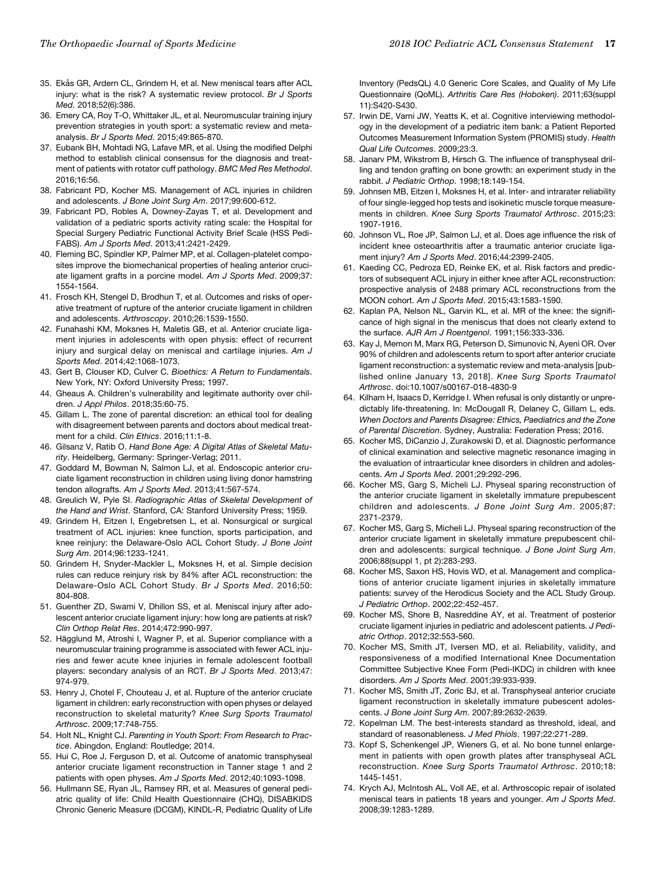35. Ekås GR, Ardern CL, Grindem H, et al. New meniscal tears after ACL injury: what is the risk? A systematic review protocol. *Br J Sports Med*. 2018;52(6):386.
36. Emery CA, Roy T-O, Whittaker JL, et al. Neuromuscular training injury prevention strategies in youth sport: a systematic review and meta-analysis. *Br J Sports Med*. 2015;49:865-870.
37. Eubank BH, Mohtadi NG, Lafave MR, et al. Using the modified Delphi method to establish clinical consensus for the diagnosis and treatment of patients with rotator cuff pathology. *BMC Med Res Methodol*. 2016;16:56.
38. Fabricant PD, Kocher MS. Management of ACL injuries in children and adolescents. *J Bone Joint Surg Am*. 2017;99:600-612.
39. Fabricant PD, Robles A, Downey-Zayas T, et al. Development and validation of a pediatric sports activity rating scale: the Hospital for Special Surgery Pediatric Functional Activity Brief Scale (HSS Pedi-FABS). *Am J Sports Med*. 2013;41:2421-2429.
40. Fleming BC, Spindler KP, Palmer MP, et al. Collagen-platelet composites improve the biomechanical properties of healing anterior cruciate ligament grafts in a porcine model. *Am J Sports Med*. 2009;37:1554-1564.
41. Frosch KH, Stengel D, Brodhun T, et al. Outcomes and risks of operative treatment of rupture of the anterior cruciate ligament in children and adolescents. *Arthroscopy*. 2010;26:1539-1550.
42. Funahashi KM, Moksnes H, Maletis GB, et al. Anterior cruciate ligament injuries in adolescents with open physis: effect of recurrent injury and surgical delay on meniscal and cartilage injuries. *Am J Sports Med*. 2014;42:1068-1073.
43. Gert B, Clouser KD, Culver C. *Bioethics: A Return to Fundamentals*. New York, NY: Oxford University Press; 1997.
44. Gheaus A. Children's vulnerability and legitimate authority over children. *J Appl Philos*. 2018;35:60-75.
45. Gillam L. The zone of parental discretion: an ethical tool for dealing with disagreement between parents and doctors about medical treatment for a child. *Clin Ethics*. 2016;11:1-8.
46. Gilsanz V, Ratib O. *Hand Bone Age: A Digital Atlas of Skeletal Maturity*. Heidelberg, Germany: Springer-Verlag; 2011.
47. Goddard M, Bowman N, Salmon LJ, et al. Endoscopic anterior cruciate ligament reconstruction in children using living donor hamstring tendon allografts. *Am J Sports Med*. 2013;41:567-574.
48. Greulich W, Pyle SI. *Radiographic Atlas of Skeletal Development of the Hand and Wrist*. Stanford, CA: Stanford University Press; 1959.
49. Grindem H, Eitzen I, Engebretsen L, et al. Nonsurgical or surgical treatment of ACL injuries: knee function, sports participation, and knee reinjury: the Delaware-Oslo ACL Cohort Study. *J Bone Joint Surg Am*. 2014;96:1233-1241.
50. Grindem H, Snyder-Mackler L, Moksnes H, et al. Simple decision rules can reduce reinjury risk by 84% after ACL reconstruction: the Delaware-Oslo ACL Cohort Study. *Br J Sports Med*. 2016;50:804-808.
51. Guenther ZD, Swami V, Dhillon SS, et al. Meniscal injury after adolescent anterior cruciate ligament injury: how long are patients at risk? *Clin Orthop Relat Res*. 2014;472:990-997.
52. Hägglund M, Atroshi I, Wagner P, et al. Superior compliance with a neuromuscular training programme is associated with fewer ACL injuries and fewer acute knee injuries in female adolescent football players: secondary analysis of an RCT. *Br J Sports Med*. 2013;47:974-979.
53. Henry J, Chotel F, Chouteau J, et al. Rupture of the anterior cruciate ligament in children: early reconstruction with open physes or delayed reconstruction to skeletal maturity? *Knee Surg Sports Traumatol Arthrosc*. 2009;17:748-755.
54. Holt NL, Knight CJ. *Parenting in Youth Sport: From Research to Practice*. Abingdon, England: Routledge; 2014.
55. Hui C, Roe J, Ferguson D, et al. Outcome of anatomic transphyseal anterior cruciate ligament reconstruction in Tanner stage 1 and 2 patients with open physes. *Am J Sports Med*. 2012;40:1093-1098.
56. Hullmann SE, Ryan JL, Ramsey RR, et al. Measures of general pediatric quality of life: Child Health Questionnaire (CHQ), DISABKIDS Chronic Generic Measure (DCGM), KINDL-R, Pediatric Quality of Life Inventory (PedsQL) 4.0 Generic Core Scales, and Quality of My Life Questionnaire (QoML). *Arthritis Care Res (Hoboken)*. 2011;63(suppl 11):S420-S430.
57. Irwin DE, Varni JW, Yeatts K, et al. Cognitive interviewing methodology in the development of a pediatric item bank: a Patient Reported Outcomes Measurement Information System (PROMIS) study. *Health Qual Life Outcomes*. 2009;23:3.
58. Janarv PM, Wikstrom B, Hirsch G. The influence of transphyseal drilling and tendon grafting on bone growth: an experiment study in the rabbit. *J Pediatric Orthop*. 1998;18:149-154.
59. Johnsen MB, Eitzen I, Moksnes H, et al. Inter- and intrarater reliability of four single-legged hop tests and isokinetic muscle torque measurements in children. *Knee Surg Sports Traumatol Arthrosc*. 2015;23:1907-1916.
60. Johnson VL, Roe JP, Salmon LJ, et al. Does age influence the risk of incident knee osteoarthritis after a traumatic anterior cruciate ligament injury? *Am J Sports Med*. 2016;44:2399-2405.
61. Kaeding CC, Pedroza ED, Reinke EK, et al. Risk factors and predictors of subsequent ACL injury in either knee after ACL reconstruction: prospective analysis of 2488 primary ACL reconstructions from the MOON cohort. *Am J Sports Med*. 2015;43:1583-1590.
62. Kaplan PA, Nelson NL, Garvin KL, et al. MR of the knee: the significance of high signal in the meniscus that does not clearly extend to the surface. *AJR Am J Roentgenol*. 1991;156:333-336.
63. Kay J, Memon M, Marx RG, Peterson D, Simunovic N, Ayeni OR. Over 90% of children and adolescents return to sport after anterior cruciate ligament reconstruction: a systematic review and meta-analysis [published online January 13, 2018]. *Knee Surg Sports Traumatol Arthrosc*. doi:10.1007/s00167-018-4830-9
64. Kilham H, Isaacs D, Kerridge I. When refusal is only distantly or unpredictably life-threatening. In: McDougall R, Delaney C, Gillam L, eds. *When Doctors and Parents Disagree: Ethics, Paediatrics and the Zone of Parental Discretion*. Sydney, Australia: Federation Press; 2016.
65. Kocher MS, DiCanzio J, Zurakowski D, et al. Diagnostic performance of clinical examination and selective magnetic resonance imaging in the evaluation of intraarticular knee disorders in children and adolescents. *Am J Sports Med*. 2001;29:292-296.
66. Kocher MS, Garg S, Micheli LJ. Physeal sparing reconstruction of the anterior cruciate ligament in skeletally immature prepubescent children and adolescents. *J Bone Joint Surg Am*. 2005;87:2371-2379.
67. Kocher MS, Garg S, Micheli LJ. Physeal sparing reconstruction of the anterior cruciate ligament in skeletally immature prepubescent children and adolescents: surgical technique. *J Bone Joint Surg Am*. 2006;88(suppl 1, pt 2):283-293.
68. Kocher MS, Saxon HS, Hovis WD, et al. Management and complications of anterior cruciate ligament injuries in skeletally immature patients: survey of the Herodicus Society and the ACL Study Group. *J Pediatric Orthop*. 2002;22:452-457.
69. Kocher MS, Shore B, Nasreddine AY, et al. Treatment of posterior cruciate ligament injuries in pediatric and adolescent patients. *J Pediatric Orthop*. 2012;32:553-560.
70. Kocher MS, Smith JT, Iversen MD, et al. Reliability, validity, and responsiveness of a modified International Knee Documentation Committee Subjective Knee Form (Pedi-IKDC) in children with knee disorders. *Am J Sports Med*. 2001;39:933-939.
71. Kocher MS, Smith JT, Zoric BJ, et al. Transphyseal anterior cruciate ligament reconstruction in skeletally immature pubescent adolescents. *J Bone Joint Surg Am*. 2007;89:2632-2639.
72. Kopelman LM. The best-interests standard as threshold, ideal, and standard of reasonableness. *J Med Phiols*. 1997;22:271-289.
73. Kopf S, Schenkengel JP, Wieners G, et al. No bone tunnel enlargement in patients with open growth plates after transphyseal ACL reconstruction. *Knee Surg Sports Traumatol Arthrosc*. 2010;18:1445-1451.
74. Krych AJ, McIntosh AL, Voll AE, et al. Arthroscopic repair of isolated meniscal tears in patients 18 years and younger. *Am J Sports Med*. 2008;39:1283-1289.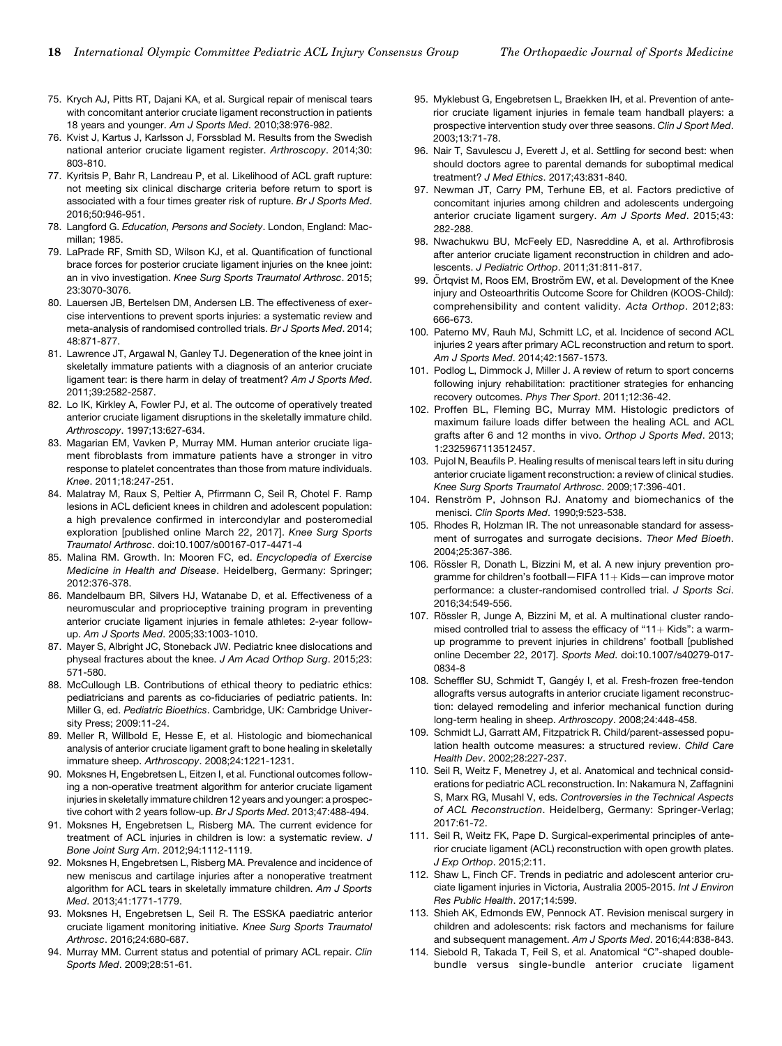75. Krych AJ, Pitts RT, Dajani KA, et al. Surgical repair of meniscal tears with concomitant anterior cruciate ligament reconstruction in patients 18 years and younger. *Am J Sports Med*. 2010;38:976-982.
76. Kvist J, Kartus J, Karlsson J, Forssblad M. Results from the Swedish national anterior cruciate ligament register. *Arthroscopy*. 2014;30: 803-810.
77. Kyritsis P, Bahr R, Landreau P, et al. Likelihood of ACL graft rupture: not meeting six clinical discharge criteria before return to sport is associated with a four times greater risk of rupture. *Br J Sports Med*. 2016;50:946-951.
78. Langford G. *Education, Persons and Society*. London, England: Macmillan; 1985.
79. LaPrade RF, Smith SD, Wilson KJ, et al. Quantification of functional brace forces for posterior cruciate ligament injuries on the knee joint: an in vivo investigation. *Knee Surg Sports Traumatol Arthrosc*. 2015; 23:3070-3076.
80. Lauersen JB, Bertelsen DM, Andersen LB. The effectiveness of exercise interventions to prevent sports injuries: a systematic review and meta-analysis of randomised controlled trials. *Br J Sports Med*. 2014; 48:871-877.
81. Lawrence JT, Argawal N, Ganley TJ. Degeneration of the knee joint in skeletally immature patients with a diagnosis of an anterior cruciate ligament tear: is there harm in delay of treatment? *Am J Sports Med*. 2011;39:2582-2587.
82. Lo IK, Kirkley A, Fowler PJ, et al. The outcome of operatively treated anterior cruciate ligament disruptions in the skeletally immature child. *Arthroscopy*. 1997;13:627-634.
83. Magarian EM, Vavken P, Murray MM. Human anterior cruciate ligament fibroblasts from immature patients have a stronger in vitro response to platelet concentrates than those from mature individuals. *Knee*. 2011;18:247-251.
84. Malatray M, Raux S, Peltier A, Pfirrmann C, Seil R, Chotel F. Ramp lesions in ACL deficient knees in children and adolescent population: a high prevalence confirmed in intercondylar and posteromedial exploration [published online March 22, 2017]. *Knee Surg Sports Traumatol Arthrosc*. doi:10.1007/s00167-017-4471-4
85. Malina RM. Growth. In: Mooren FC, ed. *Encyclopedia of Exercise Medicine in Health and Disease*. Heidelberg, Germany: Springer; 2012:376-378.
86. Mandelbaum BR, Silvers HJ, Watanabe D, et al. Effectiveness of a neuromuscular and proprioceptive training program in preventing anterior cruciate ligament injuries in female athletes: 2-year follow-up. *Am J Sports Med*. 2005;33:1003-1010.
87. Mayer S, Albright JC, Stoneback JW. Pediatric knee dislocations and physeal fractures about the knee. *J Am Acad Orthop Surg*. 2015;23: 571-580.
88. McCullough LB. Contributions of ethical theory to pediatric ethics: pediatricians and parents as co-fiduciaries of pediatric patients. In: Miller G, ed. *Pediatric Bioethics*. Cambridge, UK: Cambridge University Press; 2009:11-24.
89. Meller R, Willbold E, Hesse E, et al. Histologic and biomechanical analysis of anterior cruciate ligament graft to bone healing in skeletally immature sheep. *Arthroscopy*. 2008;24:1221-1231.
90. Moksnes H, Engebretsen L, Eitzen I, et al. Functional outcomes following a non-operative treatment algorithm for anterior cruciate ligament injuries in skeletally immature children 12 years and younger: a prospective cohort with 2 years follow-up. *Br J Sports Med*. 2013;47:488-494.
91. Moksnes H, Engebretsen L, Risberg MA. The current evidence for treatment of ACL injuries in children is low: a systematic review. *J Bone Joint Surg Am*. 2012;94:1112-1119.
92. Moksnes H, Engebretsen L, Risberg MA. Prevalence and incidence of new meniscus and cartilage injuries after a nonoperative treatment algorithm for ACL tears in skeletally immature children. *Am J Sports Med*. 2013;41:1771-1779.
93. Moksnes H, Engebretsen L, Seil R. The ESSKA paediatric anterior cruciate ligament monitoring initiative. *Knee Surg Sports Traumatol Arthrosc*. 2016;24:680-687.
94. Murray MM. Current status and potential of primary ACL repair. *Clin Sports Med*. 2009;28:51-61.
95. Myklebust G, Engebretsen L, Braekken IH, et al. Prevention of anterior cruciate ligament injuries in female team handball players: a prospective intervention study over three seasons. *Clin J Sport Med*. 2003;13:71-78.
96. Nair T, Savulescu J, Everett J, et al. Settling for second best: when should doctors agree to parental demands for suboptimal medical treatment? *J Med Ethics*. 2017;43:831-840.
97. Newman JT, Carry PM, Terhune EB, et al. Factors predictive of concomitant injuries among children and adolescents undergoing anterior cruciate ligament surgery. *Am J Sports Med*. 2015;43: 282-288.
98. Nwachukwu BU, McFeely ED, Nasreddine A, et al. Arthrofibrosis after anterior cruciate ligament reconstruction in children and adolescents. *J Pediatric Orthop*. 2011;31:811-817.
99. Örtqvist M, Roos EM, Broström EW, et al. Development of the Knee injury and Osteoarthritis Outcome Score for Children (KOOS-Child): comprehensibility and content validity. *Acta Orthop*. 2012;83: 666-673.
100. Paterno MV, Rauh MJ, Schmitt LC, et al. Incidence of second ACL injuries 2 years after primary ACL reconstruction and return to sport. *Am J Sports Med*. 2014;42:1567-1573.
101. Podlog L, Dimmock J, Miller J. A review of return to sport concerns following injury rehabilitation: practitioner strategies for enhancing recovery outcomes. *Phys Ther Sport*. 2011;12:36-42.
102. Proffen BL, Fleming BC, Murray MM. Histologic predictors of maximum failure loads differ between the healing ACL and ACL grafts after 6 and 12 months in vivo. *Orthop J Sports Med*. 2013; 1:2325967113512457.
103. Pujol N, Beaufils P. Healing results of meniscal tears left in situ during anterior cruciate ligament reconstruction: a review of clinical studies. *Knee Surg Sports Traumatol Arthrosc*. 2009;17:396-401.
104. Renström P, Johnson RJ. Anatomy and biomechanics of the menisci. *Clin Sports Med*. 1990;9:523-538.
105. Rhodes R, Holzman IR. The not unreasonable standard for assessment of surrogates and surrogate decisions. *Theor Med Bioeth*. 2004;25:367-386.
106. Rössler R, Donath L, Bizzini M, et al. A new injury prevention programme for children's football—FIFA 11+ Kids—can improve motor performance: a cluster-randomised controlled trial. *J Sports Sci*. 2016;34:549-556.
107. Rössler R, Junge A, Bizzini M, et al. A multinational cluster randomised controlled trial to assess the efficacy of "11+ Kids": a warm-up programme to prevent injuries in childrens' football [published online December 22, 2017]. *Sports Med*. doi:10.1007/s40279-017-0834-8
108. Scheffler SU, Schmidt T, Gangéy I, et al. Fresh-frozen free-tendon allografts versus autografts in anterior cruciate ligament reconstruction: delayed remodeling and inferior mechanical function during long-term healing in sheep. *Arthroscopy*. 2008;24:448-458.
109. Schmidt LJ, Garratt AM, Fitzpatrick R. Child/parent-assessed population health outcome measures: a structured review. *Child Care Health Dev*. 2002;28:227-237.
110. Seil R, Weitz F, Menetrey J, et al. Anatomical and technical considerations for pediatric ACL reconstruction. In: Nakamura N, Zaffagnini S, Marx RG, Musahl V, eds. *Controversies in the Technical Aspects of ACL Reconstruction*. Heidelberg, Germany: Springer-Verlag; 2017:61-72.
111. Seil R, Weitz FK, Pape D. Surgical-experimental principles of anterior cruciate ligament (ACL) reconstruction with open growth plates. *J Exp Orthop*. 2015;2:11.
112. Shaw L, Finch CF. Trends in pediatric and adolescent anterior cruciate ligament injuries in Victoria, Australia 2005-2015. *Int J Environ Res Public Health*. 2017;14:599.
113. Shieh AK, Edmonds EW, Pennock AT. Revision meniscal surgery in children and adolescents: risk factors and mechanisms for failure and subsequent management. *Am J Sports Med*. 2016;44:838-843.
114. Siebold R, Takada T, Feil S, et al. Anatomical "C"-shaped double-bundle versus single-bundle anterior cruciate ligament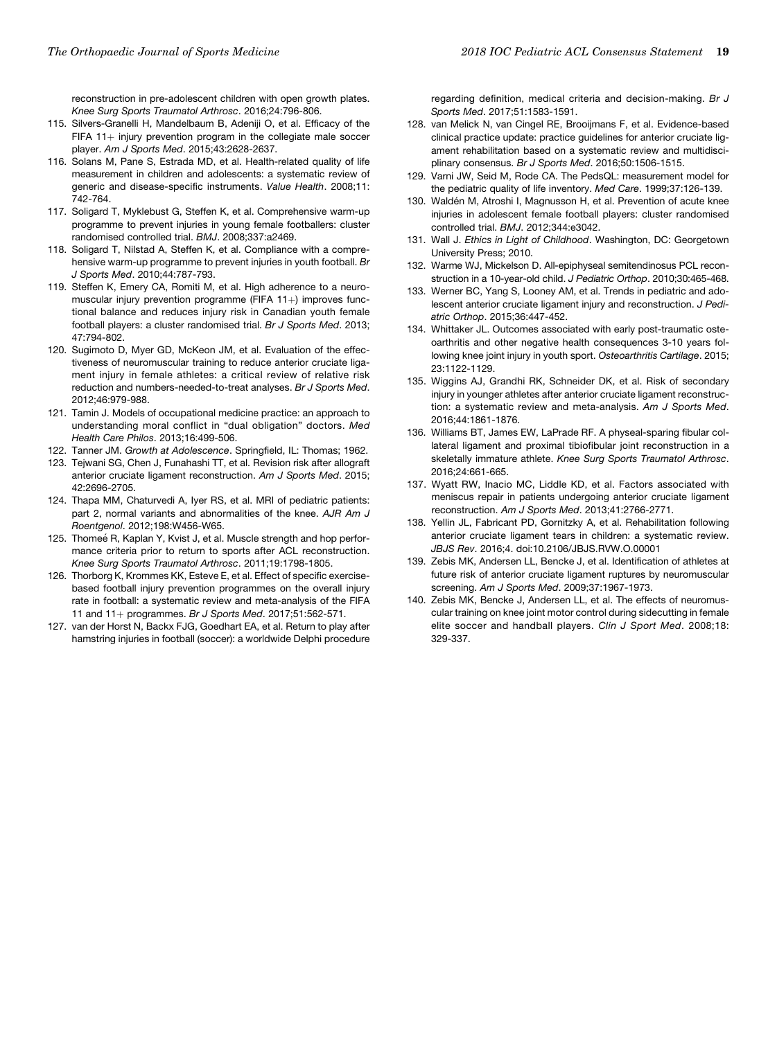reconstruction in pre-adolescent children with open growth plates. *Knee Surg Sports Traumatol Arthrosc*. 2016;24:796-806.

115. Silvers-Granelli H, Mandelbaum B, Adeniji O, et al. Efficacy of the FIFA 11+ injury prevention program in the collegiate male soccer player. *Am J Sports Med*. 2015;43:2628-2637.
116. Solans M, Pane S, Estrada MD, et al. Health-related quality of life measurement in children and adolescents: a systematic review of generic and disease-specific instruments. *Value Health*. 2008;11: 742-764.
117. Soligard T, Myklebust G, Steffen K, et al. Comprehensive warm-up programme to prevent injuries in young female footballers: cluster randomised controlled trial. *BMJ*. 2008;337:a2469.
118. Soligard T, Nilstad A, Steffen K, et al. Compliance with a comprehensive warm-up programme to prevent injuries in youth football. *Br J Sports Med*. 2010;44:787-793.
119. Steffen K, Emery CA, Romiti M, et al. High adherence to a neuromuscular injury prevention programme (FIFA 11+) improves functional balance and reduces injury risk in Canadian youth female football players: a cluster randomised trial. *Br J Sports Med*. 2013; 47:794-802.
120. Sugimoto D, Myer GD, McKeon JM, et al. Evaluation of the effectiveness of neuromuscular training to reduce anterior cruciate ligament injury in female athletes: a critical review of relative risk reduction and numbers-needed-to-treat analyses. *Br J Sports Med*. 2012;46:979-988.
121. Tamin J. Models of occupational medicine practice: an approach to understanding moral conflict in "dual obligation" doctors. *Med Health Care Philos*. 2013;16:499-506.
122. Tanner JM. *Growth at Adolescence*. Springfield, IL: Thomas; 1962.
123. Tejwani SG, Chen J, Funahashi TT, et al. Revision risk after allograft anterior cruciate ligament reconstruction. *Am J Sports Med*. 2015; 42:2696-2705.
124. Thapa MM, Chaturvedi A, Iyer RS, et al. MRI of pediatric patients: part 2, normal variants and abnormalities of the knee. *AJR Am J Roentgenol*. 2012;198:W456-W65.
125. Thomeé R, Kaplan Y, Kvist J, et al. Muscle strength and hop performance criteria prior to return to sports after ACL reconstruction. *Knee Surg Sports Traumatol Arthrosc*. 2011;19:1798-1805.
126. Thorborg K, Krommes KK, Esteve E, et al. Effect of specific exercise-based football injury prevention programmes on the overall injury rate in football: a systematic review and meta-analysis of the FIFA 11 and 11+ programmes. *Br J Sports Med*. 2017;51:562-571.
127. van der Horst N, Backx FJG, Goedhart EA, et al. Return to play after hamstring injuries in football (soccer): a worldwide Delphi procedure regarding definition, medical criteria and decision-making. *Br J Sports Med*. 2017;51:1583-1591.
128. van Melick N, van Cingel RE, Brooijmans F, et al. Evidence-based clinical practice update: practice guidelines for anterior cruciate ligament rehabilitation based on a systematic review and multidisciplinary consensus. *Br J Sports Med*. 2016;50:1506-1515.
129. Varni JW, Seid M, Rode CA. The PedsQL: measurement model for the pediatric quality of life inventory. *Med Care*. 1999;37:126-139.
130. Waldén M, Atroshi I, Magnusson H, et al. Prevention of acute knee injuries in adolescent female football players: cluster randomised controlled trial. *BMJ*. 2012;344:e3042.
131. Wall J. *Ethics in Light of Childhood*. Washington, DC: Georgetown University Press; 2010.
132. Warme WJ, Mickelson D. All-epiphyseal semitendinosus PCL reconstruction in a 10-year-old child. *J Pediatric Orthop*. 2010;30:465-468.
133. Werner BC, Yang S, Looney AM, et al. Trends in pediatric and adolescent anterior cruciate ligament injury and reconstruction. *J Pediatric Orthop*. 2015;36:447-452.
134. Whittaker JL. Outcomes associated with early post-traumatic osteoarthritis and other negative health consequences 3-10 years following knee joint injury in youth sport. *Osteoarthritis Cartilage*. 2015; 23:1122-1129.
135. Wiggins AJ, Grandhi RK, Schneider DK, et al. Risk of secondary injury in younger athletes after anterior cruciate ligament reconstruction: a systematic review and meta-analysis. *Am J Sports Med*. 2016;44:1861-1876.
136. Williams BT, James EW, LaPrade RF. A physeal-sparing fibular collateral ligament and proximal tibiofibular joint reconstruction in a skeletally immature athlete. *Knee Surg Sports Traumatol Arthrosc*. 2016;24:661-665.
137. Wyatt RW, Inacio MC, Liddle KD, et al. Factors associated with meniscus repair in patients undergoing anterior cruciate ligament reconstruction. *Am J Sports Med*. 2013;41:2766-2771.
138. Yellin JL, Fabricant PD, Gornitzky A, et al. Rehabilitation following anterior cruciate ligament tears in children: a systematic review. *JBJS Rev*. 2016;4. doi:10.2106/JBJS.RVW.O.00001
139. Zebis MK, Andersen LL, Bencke J, et al. Identification of athletes at future risk of anterior cruciate ligament ruptures by neuromuscular screening. *Am J Sports Med*. 2009;37:1967-1973.
140. Zebis MK, Bencke J, Andersen LL, et al. The effects of neuromuscular training on knee joint motor control during sidecutting in female elite soccer and handball players. *Clin J Sport Med*. 2008;18: 329-337.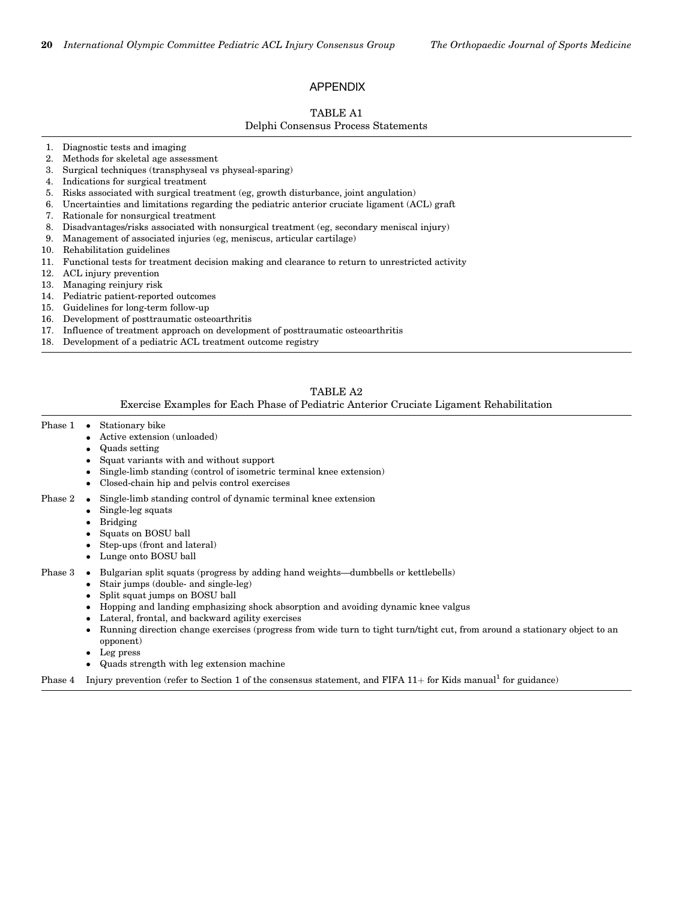# APPENDIX

TABLE A1
Delphi Consensus Process Statements

1. Diagnostic tests and imaging
2. Methods for skeletal age assessment
3. Surgical techniques (transphyseal vs physeal-sparing)
4. Indications for surgical treatment
5. Risks associated with surgical treatment (eg, growth disturbance, joint angulation)
6. Uncertainties and limitations regarding the pediatric anterior cruciate ligament (ACL) graft
7. Rationale for nonsurgical treatment
8. Disadvantages/risks associated with nonsurgical treatment (eg, secondary meniscal injury)
9. Management of associated injuries (eg, meniscus, articular cartilage)
10. Rehabilitation guidelines
11. Functional tests for treatment decision making and clearance to return to unrestricted activity
12. ACL injury prevention
13. Managing reinjury risk
14. Pediatric patient-reported outcomes
15. Guidelines for long-term follow-up
16. Development of posttraumatic osteoarthritis
17. Influence of treatment approach on development of posttraumatic osteoarthritis
18. Development of a pediatric ACL treatment outcome registry

TABLE A2
Exercise Examples for Each Phase of Pediatric Anterior Cruciate Ligament Rehabilitation

| | |
|---|---|
| Phase 1 | • Stationary bike<br>• Active extension (unloaded)<br>• Quads setting<br>• Squat variants with and without support<br>• Single-limb standing (control of isometric terminal knee extension)<br>• Closed-chain hip and pelvis control exercises |
| Phase 2 | • Single-limb standing control of dynamic terminal knee extension<br>• Single-leg squats<br>• Bridging<br>• Squats on BOSU ball<br>• Step-ups (front and lateral)<br>• Lunge onto BOSU ball |
| Phase 3 | • Bulgarian split squats (progress by adding hand weights—dumbbells or kettlebells)<br>• Stair jumps (double- and single-leg)<br>• Split squat jumps on BOSU ball<br>• Hopping and landing emphasizing shock absorption and avoiding dynamic knee valgus<br>• Lateral, frontal, and backward agility exercises<br>• Running direction change exercises (progress from wide turn to tight turn/tight cut, from around a stationary object to an opponent)<br>• Leg press<br>• Quads strength with leg extension machine |
| Phase 4 | Injury prevention (refer to Section 1 of the consensus statement, and FIFA 11+ for Kids manual[1] for guidance) |